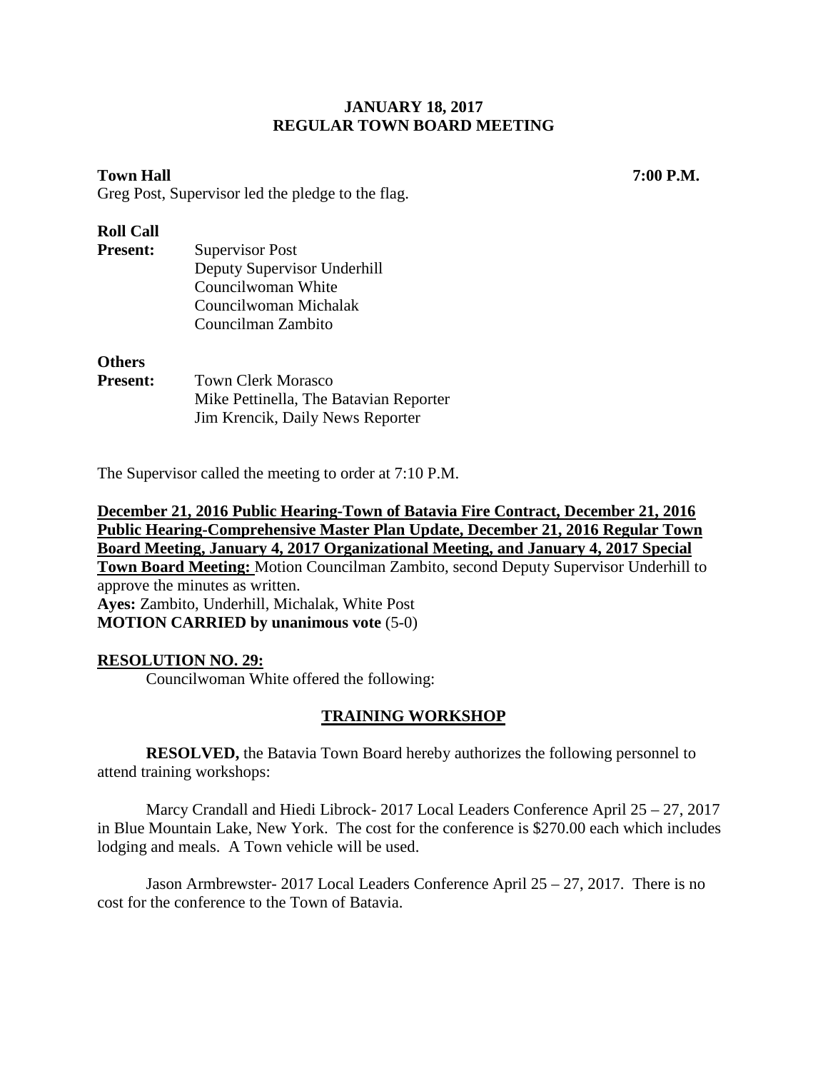**JANUARY 18, 2017**
**REGULAR TOWN BOARD MEETING**

**Town Hall** **7:00 P.M.**

Greg Post, Supervisor led the pledge to the flag.

**Roll Call**

**Present:** Supervisor Post
Deputy Supervisor Underhill
Councilwoman White
Councilwoman Michalak
Councilman Zambito

**Others**

**Present:** Town Clerk Morasco
Mike Pettinella, The Batavian Reporter
Jim Krencik, Daily News Reporter

The Supervisor called the meeting to order at 7:10 P.M.

**December 21, 2016 Public Hearing-Town of Batavia Fire Contract, December 21, 2016 Public Hearing-Comprehensive Master Plan Update, December 21, 2016 Regular Town Board Meeting, January 4, 2017 Organizational Meeting, and January 4, 2017 Special Town Board Meeting:** Motion Councilman Zambito, second Deputy Supervisor Underhill to approve the minutes as written.
**Ayes:** Zambito, Underhill, Michalak, White Post
**MOTION CARRIED by unanimous vote** (5-0)

**RESOLUTION NO. 29:**

Councilwoman White offered the following:

**TRAINING WORKSHOP**

**RESOLVED,** the Batavia Town Board hereby authorizes the following personnel to attend training workshops:

Marcy Crandall and Hiedi Librock- 2017 Local Leaders Conference April 25 – 27, 2017 in Blue Mountain Lake, New York. The cost for the conference is $270.00 each which includes lodging and meals. A Town vehicle will be used.

Jason Armbrewster- 2017 Local Leaders Conference April 25 – 27, 2017. There is no cost for the conference to the Town of Batavia.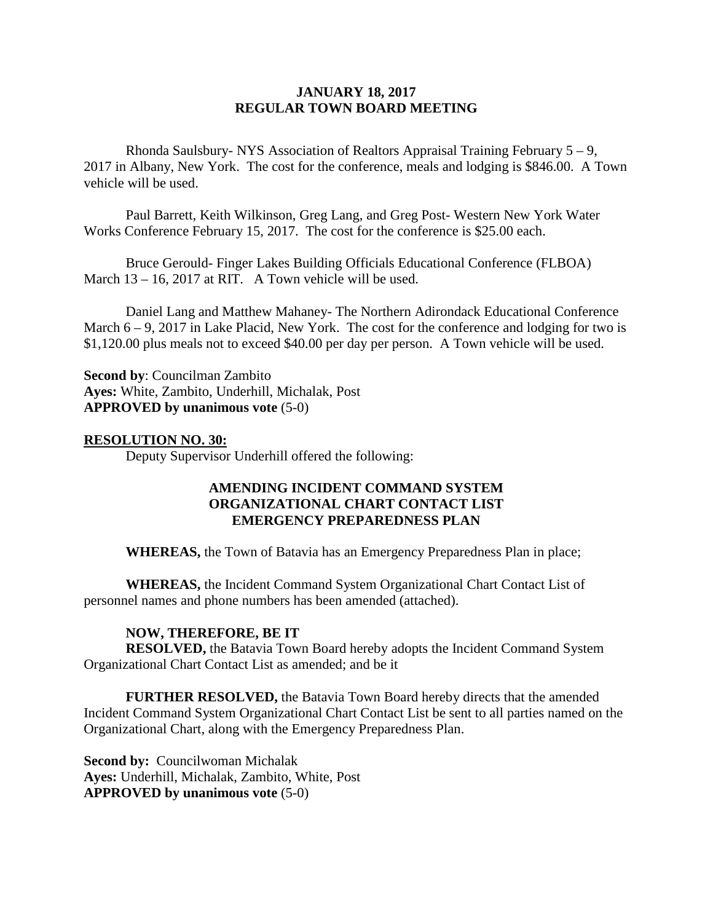**JANUARY 18, 2017**
**REGULAR TOWN BOARD MEETING**

Rhonda Saulsbury- NYS Association of Realtors Appraisal Training February 5 – 9, 2017 in Albany, New York. The cost for the conference, meals and lodging is $846.00. A Town vehicle will be used.

Paul Barrett, Keith Wilkinson, Greg Lang, and Greg Post- Western New York Water Works Conference February 15, 2017. The cost for the conference is $25.00 each.

Bruce Gerould- Finger Lakes Building Officials Educational Conference (FLBOA) March 13 – 16, 2017 at RIT. A Town vehicle will be used.

Daniel Lang and Matthew Mahaney- The Northern Adirondack Educational Conference March 6 – 9, 2017 in Lake Placid, New York. The cost for the conference and lodging for two is $1,120.00 plus meals not to exceed $40.00 per day per person. A Town vehicle will be used.

**Second by**: Councilman Zambito
**Ayes:** White, Zambito, Underhill, Michalak, Post
**APPROVED by unanimous vote** (5-0)

**RESOLUTION NO. 30:**

Deputy Supervisor Underhill offered the following:

**AMENDING INCIDENT COMMAND SYSTEM ORGANIZATIONAL CHART CONTACT LIST EMERGENCY PREPAREDNESS PLAN**

**WHEREAS,** the Town of Batavia has an Emergency Preparedness Plan in place;

**WHEREAS,** the Incident Command System Organizational Chart Contact List of personnel names and phone numbers has been amended (attached).

**NOW, THEREFORE, BE IT**
**RESOLVED,** the Batavia Town Board hereby adopts the Incident Command System Organizational Chart Contact List as amended; and be it

**FURTHER RESOLVED,** the Batavia Town Board hereby directs that the amended Incident Command System Organizational Chart Contact List be sent to all parties named on the Organizational Chart, along with the Emergency Preparedness Plan.

**Second by:** Councilwoman Michalak
**Ayes:** Underhill, Michalak, Zambito, White, Post
**APPROVED by unanimous vote** (5-0)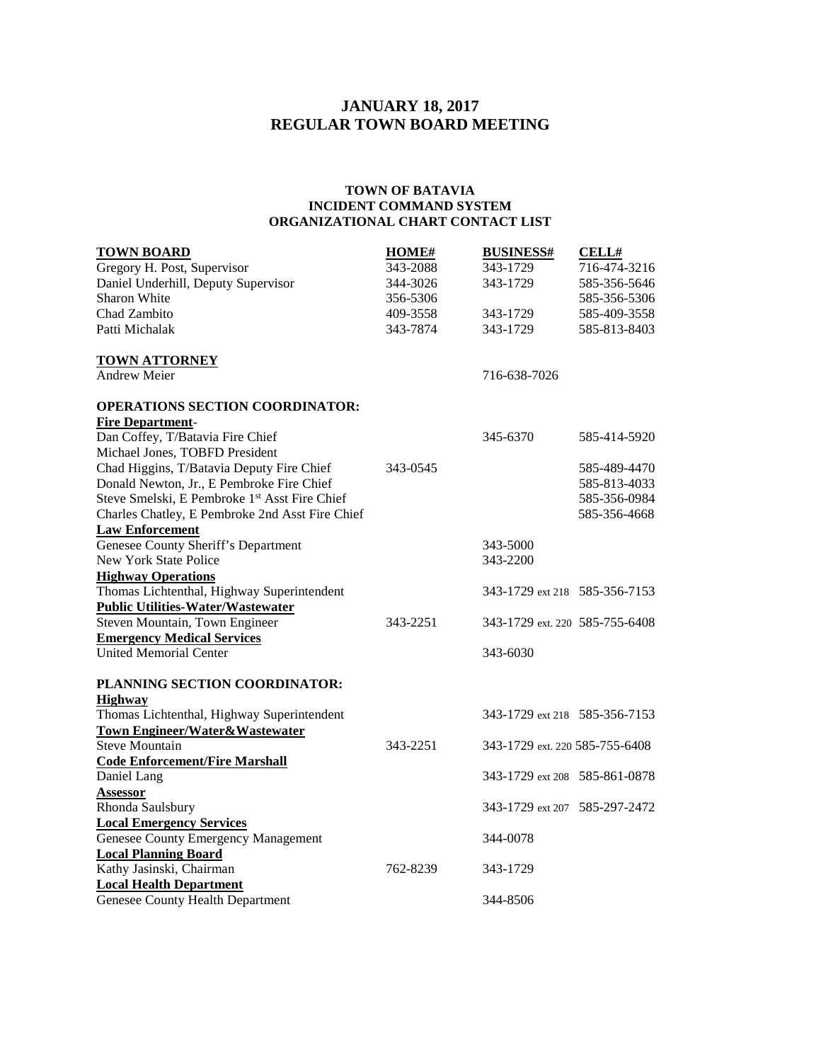# JANUARY 18, 2017
# REGULAR TOWN BOARD MEETING

### TOWN OF BATAVIA
### INCIDENT COMMAND SYSTEM
### ORGANIZATIONAL CHART CONTACT LIST

| **TOWN BOARD** | **HOME#** | **BUSINESS#** | **CELL#** |
|---|---|---|---|
| Gregory H. Post, Supervisor | 343-2088 | 343-1729 | 716-474-3216 |
| Daniel Underhill, Deputy Supervisor | 344-3026 | 343-1729 | 585-356-5646 |
| Sharon White | 356-5306 | | 585-356-5306 |
| Chad Zambito | 409-3558 | 343-1729 | 585-409-3558 |
| Patti Michalak | 343-7874 | 343-1729 | 585-813-8403 |
| | | | |
| **TOWN ATTORNEY** | | | |
| Andrew Meier | | 716-638-7026 | |
| | | | |
| **OPERATIONS SECTION COORDINATOR:** | | | |
| **Fire Department**- | | | |
| Dan Coffey, T/Batavia Fire Chief | | 345-6370 | 585-414-5920 |
| Michael Jones, TOBFD President | | | |
| Chad Higgins, T/Batavia Deputy Fire Chief | 343-0545 | | 585-489-4470 |
| Donald Newton, Jr., E Pembroke Fire Chief | | | 585-813-4033 |
| Steve Smelski, E Pembroke 1st Asst Fire Chief | | | 585-356-0984 |
| Charles Chatley, E Pembroke 2nd Asst Fire Chief | | | 585-356-4668 |
| **Law Enforcement** | | | |
| Genesee County Sheriff's Department | | 343-5000 | |
| New York State Police | | 343-2200 | |
| **Highway Operations** | | | |
| Thomas Lichtenthal, Highway Superintendent | | 343-1729 ext 218 | 585-356-7153 |
| **Public Utilities-Water/Wastewater** | | | |
| Steven Mountain, Town Engineer | 343-2251 | 343-1729 ext. 220 | 585-755-6408 |
| **Emergency Medical Services** | | | |
| United Memorial Center | | 343-6030 | |
| | | | |
| **PLANNING SECTION COORDINATOR:** | | | |
| **Highway** | | | |
| Thomas Lichtenthal, Highway Superintendent | | 343-1729 ext 218 | 585-356-7153 |
| **Town Engineer/Water&Wastewater** | | | |
| Steve Mountain | 343-2251 | 343-1729 ext. 220 | 585-755-6408 |
| **Code Enforcement/Fire Marshall** | | | |
| Daniel Lang | | 343-1729 ext 208 | 585-861-0878 |
| **Assessor** | | | |
| Rhonda Saulsbury | | 343-1729 ext 207 | 585-297-2472 |
| **Local Emergency Services** | | | |
| Genesee County Emergency Management | | 344-0078 | |
| **Local Planning Board** | | | |
| Kathy Jasinski, Chairman | 762-8239 | 343-1729 | |
| **Local Health Department** | | | |
| Genesee County Health Department | | 344-8506 | |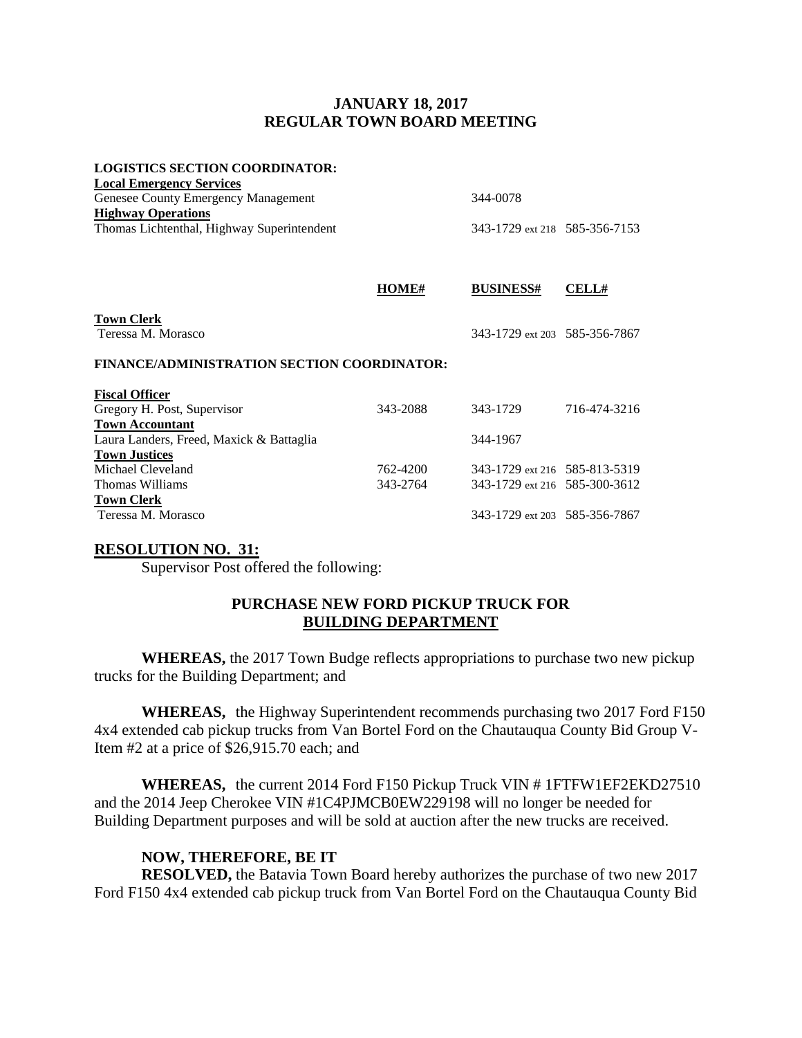**JANUARY 18, 2017**
**REGULAR TOWN BOARD MEETING**

**LOGISTICS SECTION COORDINATOR:**

| | HOME# | BUSINESS# | CELL# |
|---|---|---|---|
| **Local Emergency Services** | | | |
| Genesee County Emergency Management | | 344-0078 | |
| **Highway Operations** | | | |
| Thomas Lichtenthal, Highway Superintendent | | 343-1729 ext 218 | 585-356-7153 |
| **Town Clerk** | | | |
| Teressa M. Morasco | | 343-1729 ext 203 | 585-356-7867 |

**FINANCE/ADMINISTRATION SECTION COORDINATOR:**

| | HOME# | BUSINESS# | CELL# |
|---|---|---|---|
| **Fiscal Officer** | | | |
| Gregory H. Post, Supervisor | 343-2088 | 343-1729 | 716-474-3216 |
| **Town Accountant** | | | |
| Laura Landers, Freed, Maxick & Battaglia | | 344-1967 | |
| **Town Justices** | | | |
| Michael Cleveland | 762-4200 | 343-1729 ext 216 | 585-813-5319 |
| Thomas Williams | 343-2764 | 343-1729 ext 216 | 585-300-3612 |
| **Town Clerk** | | | |
| Teressa M. Morasco | | 343-1729 ext 203 | 585-356-7867 |

## RESOLUTION NO. 31:

Supervisor Post offered the following:

### PURCHASE NEW FORD PICKUP TRUCK FOR BUILDING DEPARTMENT

**WHEREAS,** the 2017 Town Budge reflects appropriations to purchase two new pickup trucks for the Building Department; and

**WHEREAS,** the Highway Superintendent recommends purchasing two 2017 Ford F150 4x4 extended cab pickup trucks from Van Bortel Ford on the Chautauqua County Bid Group V-Item #2 at a price of $26,915.70 each; and

**WHEREAS,** the current 2014 Ford F150 Pickup Truck VIN # 1FTFW1EF2EKD27510 and the 2014 Jeep Cherokee VIN #1C4PJMCB0EW229198 will no longer be needed for Building Department purposes and will be sold at auction after the new trucks are received.

**NOW, THEREFORE, BE IT**

**RESOLVED,** the Batavia Town Board hereby authorizes the purchase of two new 2017 Ford F150 4x4 extended cab pickup truck from Van Bortel Ford on the Chautauqua County Bid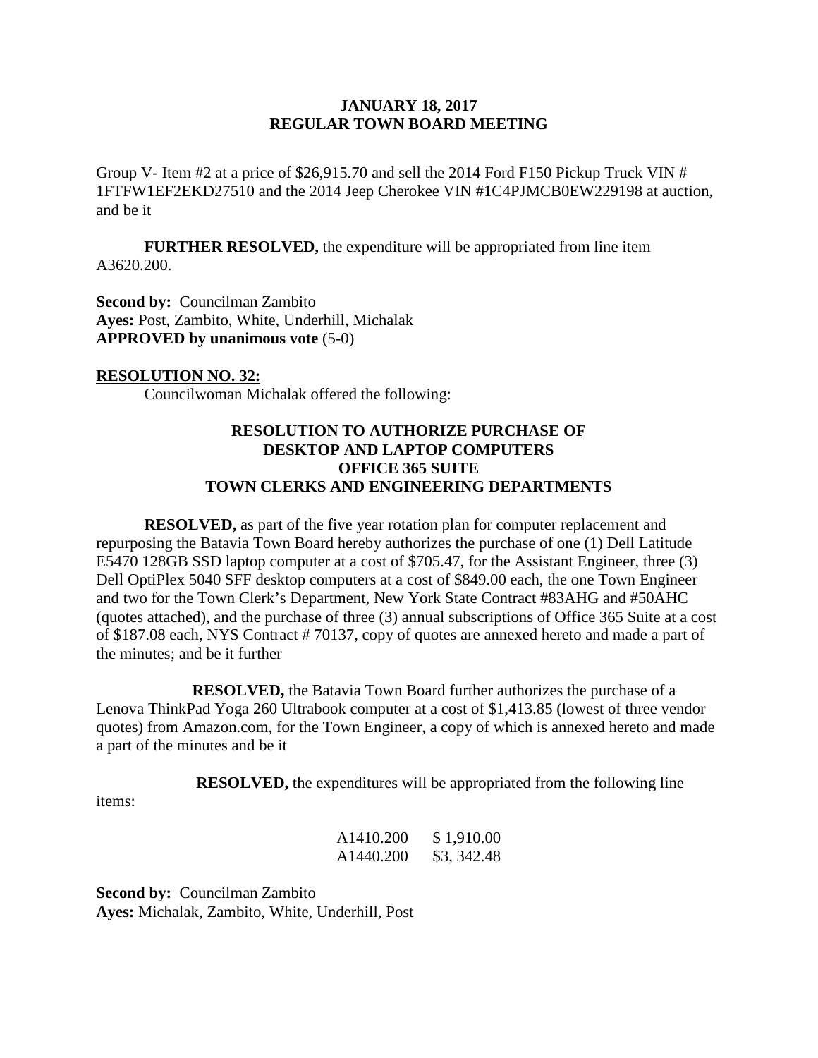**JANUARY 18, 2017**
**REGULAR TOWN BOARD MEETING**

Group V- Item #2 at a price of $26,915.70 and sell the 2014 Ford F150 Pickup Truck VIN # 1FTFW1EF2EKD27510 and the 2014 Jeep Cherokee VIN #1C4PJMCB0EW229198 at auction, and be it

**FURTHER RESOLVED,** the expenditure will be appropriated from line item A3620.200.

**Second by:** Councilman Zambito
**Ayes:** Post, Zambito, White, Underhill, Michalak
**APPROVED by unanimous vote** (5-0)

**RESOLUTION NO. 32:**

Councilwoman Michalak offered the following:

**RESOLUTION TO AUTHORIZE PURCHASE OF DESKTOP AND LAPTOP COMPUTERS OFFICE 365 SUITE TOWN CLERKS AND ENGINEERING DEPARTMENTS**

**RESOLVED,** as part of the five year rotation plan for computer replacement and repurposing the Batavia Town Board hereby authorizes the purchase of one (1) Dell Latitude E5470 128GB SSD laptop computer at a cost of $705.47, for the Assistant Engineer, three (3) Dell OptiPlex 5040 SFF desktop computers at a cost of $849.00 each, the one Town Engineer and two for the Town Clerk's Department, New York State Contract #83AHG and #50AHC (quotes attached), and the purchase of three (3) annual subscriptions of Office 365 Suite at a cost of $187.08 each, NYS Contract # 70137, copy of quotes are annexed hereto and made a part of the minutes; and be it further

**RESOLVED,** the Batavia Town Board further authorizes the purchase of a Lenova ThinkPad Yoga 260 Ultrabook computer at a cost of $1,413.85 (lowest of three vendor quotes) from Amazon.com, for the Town Engineer, a copy of which is annexed hereto and made a part of the minutes and be it

**RESOLVED,** the expenditures will be appropriated from the following line items:

| | |
|---|---|
| A1410.200 | $ 1,910.00 |
| A1440.200 | $3, 342.48 |

**Second by:** Councilman Zambito
**Ayes:** Michalak, Zambito, White, Underhill, Post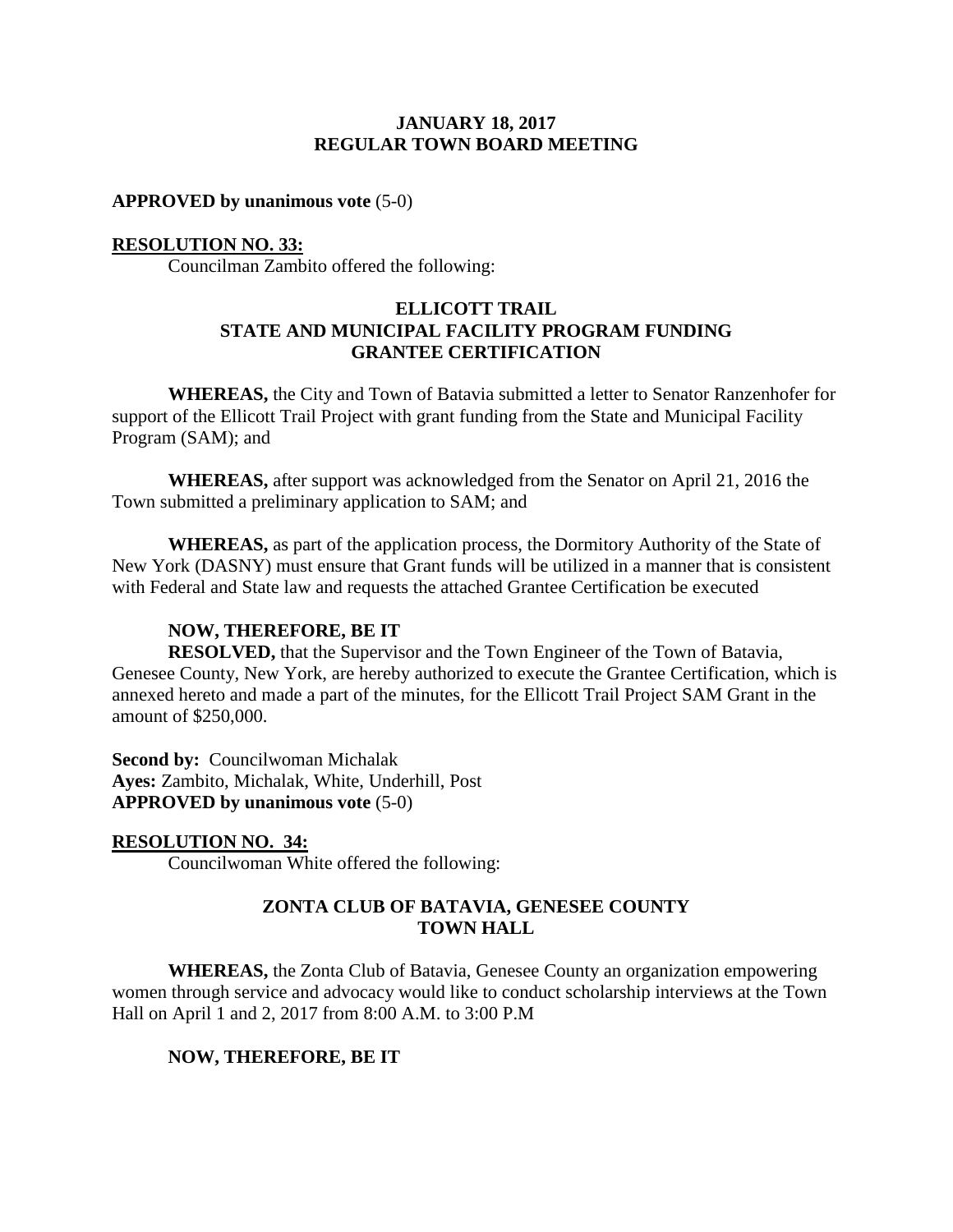**JANUARY 18, 2017**
**REGULAR TOWN BOARD MEETING**

**APPROVED by unanimous vote** (5-0)

**RESOLUTION NO. 33:**

Councilman Zambito offered the following:

**ELLICOTT TRAIL**
**STATE AND MUNICIPAL FACILITY PROGRAM FUNDING**
**GRANTEE CERTIFICATION**

**WHEREAS,** the City and Town of Batavia submitted a letter to Senator Ranzenhofer for support of the Ellicott Trail Project with grant funding from the State and Municipal Facility Program (SAM); and

**WHEREAS,** after support was acknowledged from the Senator on April 21, 2016 the Town submitted a preliminary application to SAM; and

**WHEREAS,** as part of the application process, the Dormitory Authority of the State of New York (DASNY) must ensure that Grant funds will be utilized in a manner that is consistent with Federal and State law and requests the attached Grantee Certification be executed

**NOW, THEREFORE, BE IT**

**RESOLVED,** that the Supervisor and the Town Engineer of the Town of Batavia, Genesee County, New York, are hereby authorized to execute the Grantee Certification, which is annexed hereto and made a part of the minutes, for the Ellicott Trail Project SAM Grant in the amount of $250,000.

**Second by:** Councilwoman Michalak
**Ayes:** Zambito, Michalak, White, Underhill, Post
**APPROVED by unanimous vote** (5-0)

**RESOLUTION NO. 34:**

Councilwoman White offered the following:

**ZONTA CLUB OF BATAVIA, GENESEE COUNTY**
**TOWN HALL**

**WHEREAS,** the Zonta Club of Batavia, Genesee County an organization empowering women through service and advocacy would like to conduct scholarship interviews at the Town Hall on April 1 and 2, 2017 from 8:00 A.M. to 3:00 P.M

**NOW, THEREFORE, BE IT**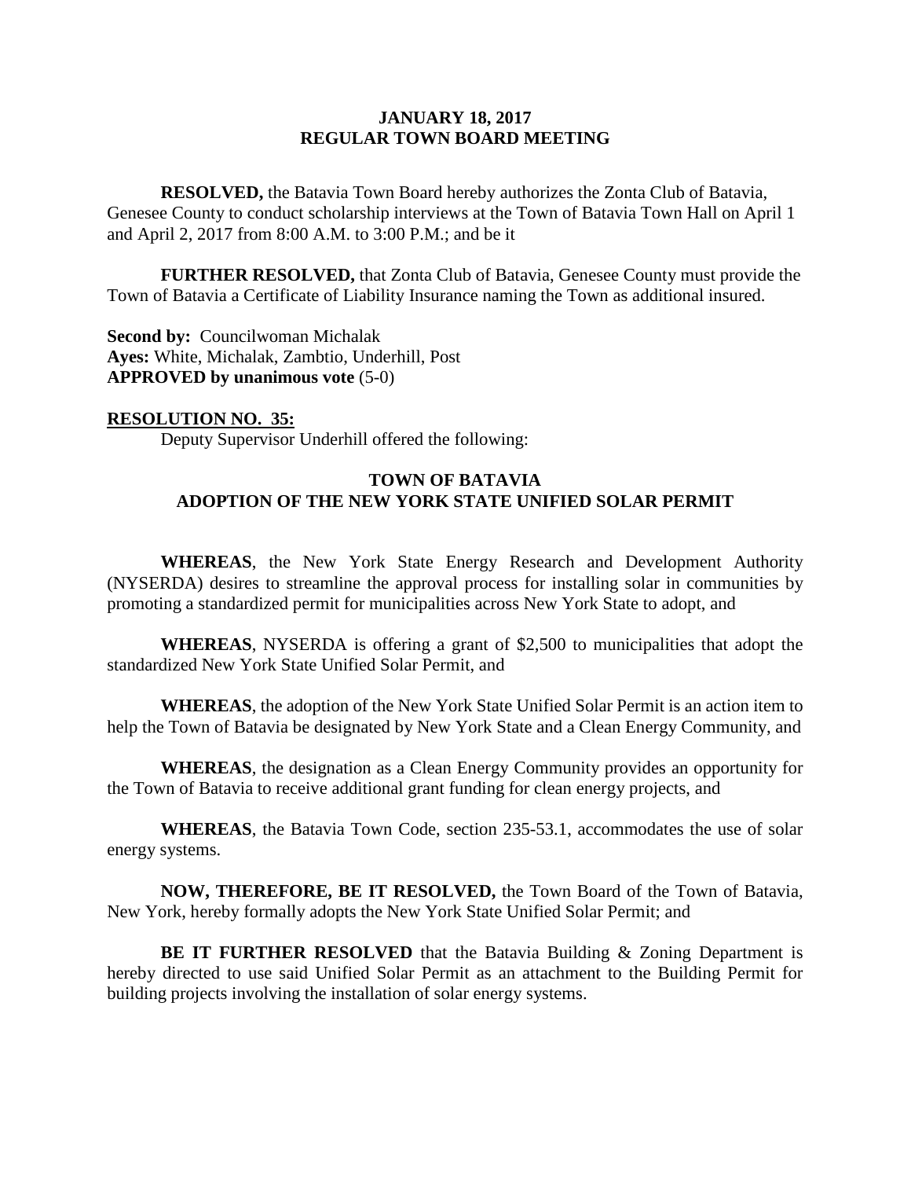**JANUARY 18, 2017**
**REGULAR TOWN BOARD MEETING**

**RESOLVED,** the Batavia Town Board hereby authorizes the Zonta Club of Batavia, Genesee County to conduct scholarship interviews at the Town of Batavia Town Hall on April 1 and April 2, 2017 from 8:00 A.M. to 3:00 P.M.; and be it

**FURTHER RESOLVED,** that Zonta Club of Batavia, Genesee County must provide the Town of Batavia a Certificate of Liability Insurance naming the Town as additional insured.

**Second by:** Councilwoman Michalak
**Ayes:** White, Michalak, Zambtio, Underhill, Post
**APPROVED by unanimous vote** (5-0)

**RESOLUTION NO. 35:**

Deputy Supervisor Underhill offered the following:

**TOWN OF BATAVIA**
**ADOPTION OF THE NEW YORK STATE UNIFIED SOLAR PERMIT**

**WHEREAS**, the New York State Energy Research and Development Authority (NYSERDA) desires to streamline the approval process for installing solar in communities by promoting a standardized permit for municipalities across New York State to adopt, and

**WHEREAS**, NYSERDA is offering a grant of $2,500 to municipalities that adopt the standardized New York State Unified Solar Permit, and

**WHEREAS**, the adoption of the New York State Unified Solar Permit is an action item to help the Town of Batavia be designated by New York State and a Clean Energy Community, and

**WHEREAS**, the designation as a Clean Energy Community provides an opportunity for the Town of Batavia to receive additional grant funding for clean energy projects, and

**WHEREAS**, the Batavia Town Code, section 235-53.1, accommodates the use of solar energy systems.

**NOW, THEREFORE, BE IT RESOLVED,** the Town Board of the Town of Batavia, New York, hereby formally adopts the New York State Unified Solar Permit; and

**BE IT FURTHER RESOLVED** that the Batavia Building & Zoning Department is hereby directed to use said Unified Solar Permit as an attachment to the Building Permit for building projects involving the installation of solar energy systems.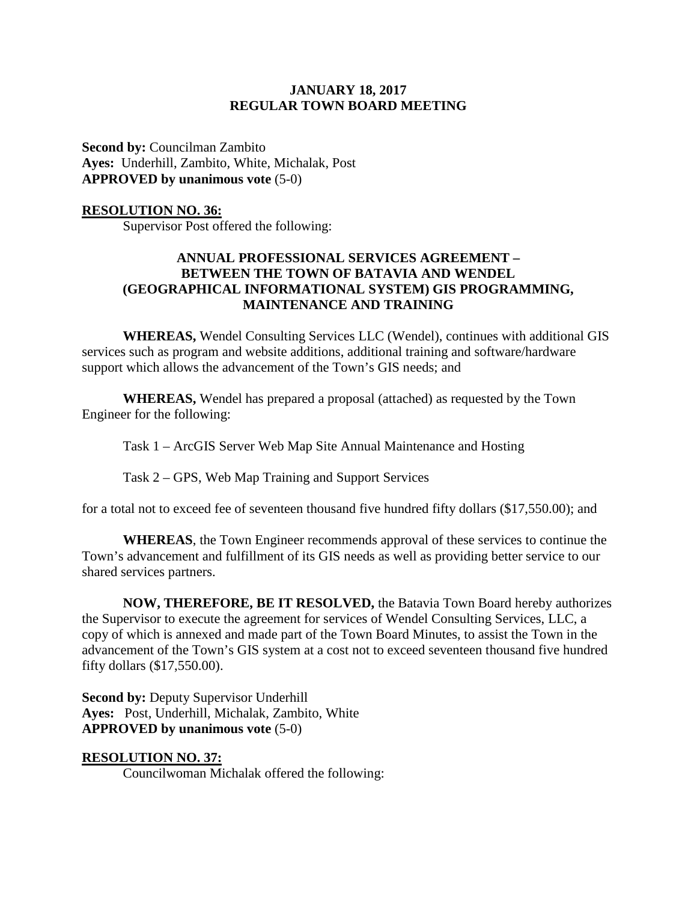**Second by:** Councilman Zambito
**Ayes:** Underhill, Zambito, White, Michalak, Post
**APPROVED by unanimous vote** (5-0)

**RESOLUTION NO. 36:**

Supervisor Post offered the following:

**ANNUAL PROFESSIONAL SERVICES AGREEMENT – BETWEEN THE TOWN OF BATAVIA AND WENDEL (GEOGRAPHICAL INFORMATIONAL SYSTEM) GIS PROGRAMMING, MAINTENANCE AND TRAINING**

**WHEREAS,** Wendel Consulting Services LLC (Wendel), continues with additional GIS services such as program and website additions, additional training and software/hardware support which allows the advancement of the Town's GIS needs; and

**WHEREAS,** Wendel has prepared a proposal (attached) as requested by the Town Engineer for the following:

Task 1 – ArcGIS Server Web Map Site Annual Maintenance and Hosting

Task 2 – GPS, Web Map Training and Support Services

for a total not to exceed fee of seventeen thousand five hundred fifty dollars ($17,550.00); and

**WHEREAS**, the Town Engineer recommends approval of these services to continue the Town's advancement and fulfillment of its GIS needs as well as providing better service to our shared services partners.

**NOW, THEREFORE, BE IT RESOLVED,** the Batavia Town Board hereby authorizes the Supervisor to execute the agreement for services of Wendel Consulting Services, LLC, a copy of which is annexed and made part of the Town Board Minutes, to assist the Town in the advancement of the Town's GIS system at a cost not to exceed seventeen thousand five hundred fifty dollars ($17,550.00).

**Second by:** Deputy Supervisor Underhill
**Ayes:** Post, Underhill, Michalak, Zambito, White
**APPROVED by unanimous vote** (5-0)

**RESOLUTION NO. 37:**

Councilwoman Michalak offered the following: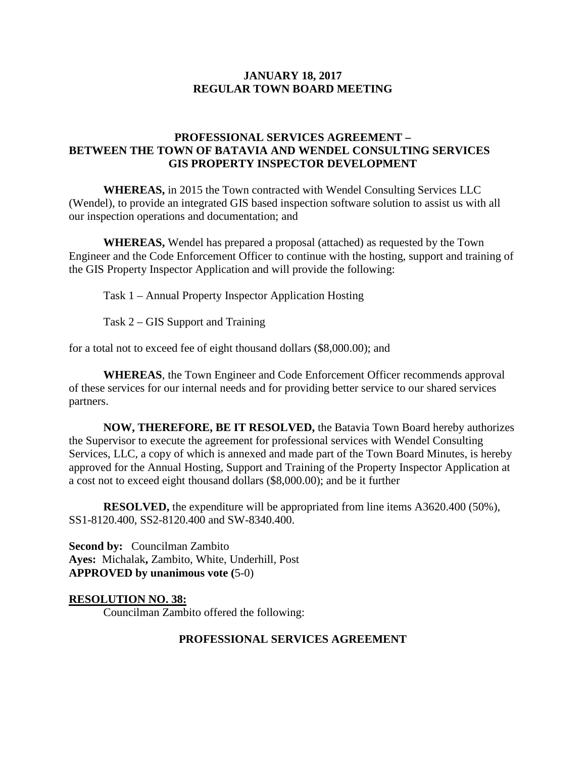**JANUARY 18, 2017**
**REGULAR TOWN BOARD MEETING**

**PROFESSIONAL SERVICES AGREEMENT –**
**BETWEEN THE TOWN OF BATAVIA AND WENDEL CONSULTING SERVICES**
**GIS PROPERTY INSPECTOR DEVELOPMENT**

**WHEREAS,** in 2015 the Town contracted with Wendel Consulting Services LLC (Wendel), to provide an integrated GIS based inspection software solution to assist us with all our inspection operations and documentation; and

**WHEREAS,** Wendel has prepared a proposal (attached) as requested by the Town Engineer and the Code Enforcement Officer to continue with the hosting, support and training of the GIS Property Inspector Application and will provide the following:

Task 1 – Annual Property Inspector Application Hosting

Task 2 – GIS Support and Training

for a total not to exceed fee of eight thousand dollars ($8,000.00); and

**WHEREAS**, the Town Engineer and Code Enforcement Officer recommends approval of these services for our internal needs and for providing better service to our shared services partners.

**NOW, THEREFORE, BE IT RESOLVED,** the Batavia Town Board hereby authorizes the Supervisor to execute the agreement for professional services with Wendel Consulting Services, LLC, a copy of which is annexed and made part of the Town Board Minutes, is hereby approved for the Annual Hosting, Support and Training of the Property Inspector Application at a cost not to exceed eight thousand dollars ($8,000.00); and be it further

**RESOLVED,** the expenditure will be appropriated from line items A3620.400 (50%), SS1-8120.400, SS2-8120.400 and SW-8340.400.

**Second by:** Councilman Zambito
**Ayes:** Michalak**,** Zambito, White, Underhill, Post
**APPROVED by unanimous vote (**5-0)

**RESOLUTION NO. 38:**

Councilman Zambito offered the following:

**PROFESSIONAL SERVICES AGREEMENT**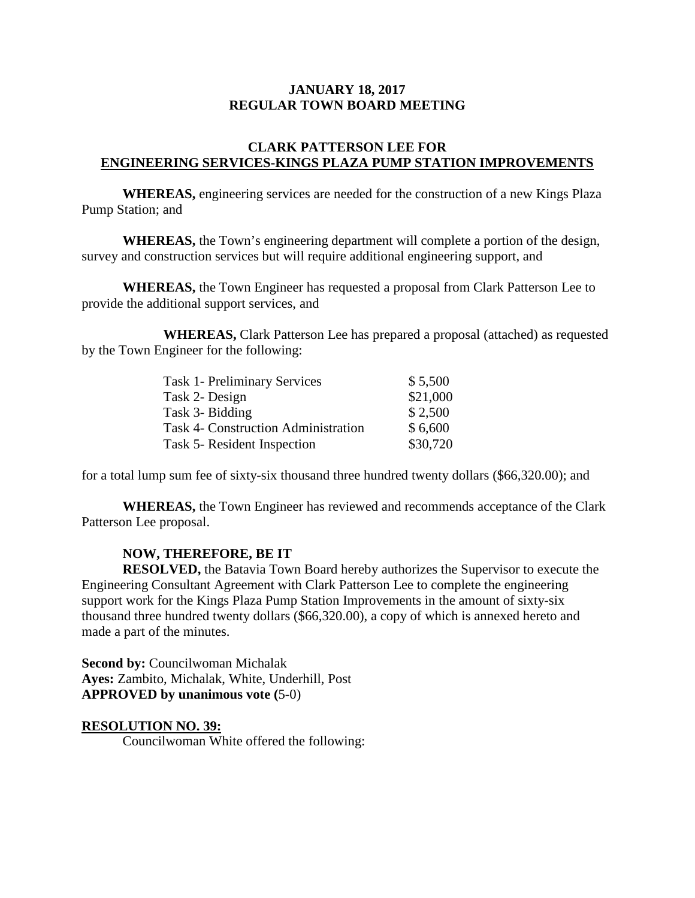**JANUARY 18, 2017**
**REGULAR TOWN BOARD MEETING**

**CLARK PATTERSON LEE FOR**
**ENGINEERING SERVICES-KINGS PLAZA PUMP STATION IMPROVEMENTS**

**WHEREAS,** engineering services are needed for the construction of a new Kings Plaza Pump Station; and

**WHEREAS,** the Town's engineering department will complete a portion of the design, survey and construction services but will require additional engineering support, and

**WHEREAS,** the Town Engineer has requested a proposal from Clark Patterson Lee to provide the additional support services, and

**WHEREAS,** Clark Patterson Lee has prepared a proposal (attached) as requested by the Town Engineer for the following:

| | |
|---|---|
| Task 1- Preliminary Services | $ 5,500 |
| Task 2- Design | $21,000 |
| Task 3- Bidding | $ 2,500 |
| Task 4- Construction Administration | $ 6,600 |
| Task 5- Resident Inspection | $30,720 |

for a total lump sum fee of sixty-six thousand three hundred twenty dollars ($66,320.00); and

**WHEREAS,** the Town Engineer has reviewed and recommends acceptance of the Clark Patterson Lee proposal.

**NOW, THEREFORE, BE IT**
**RESOLVED,** the Batavia Town Board hereby authorizes the Supervisor to execute the Engineering Consultant Agreement with Clark Patterson Lee to complete the engineering support work for the Kings Plaza Pump Station Improvements in the amount of sixty-six thousand three hundred twenty dollars ($66,320.00), a copy of which is annexed hereto and made a part of the minutes.

**Second by:** Councilwoman Michalak
**Ayes:** Zambito, Michalak, White, Underhill, Post
**APPROVED by unanimous vote (**5-0)

**RESOLUTION NO. 39:**
Councilwoman White offered the following: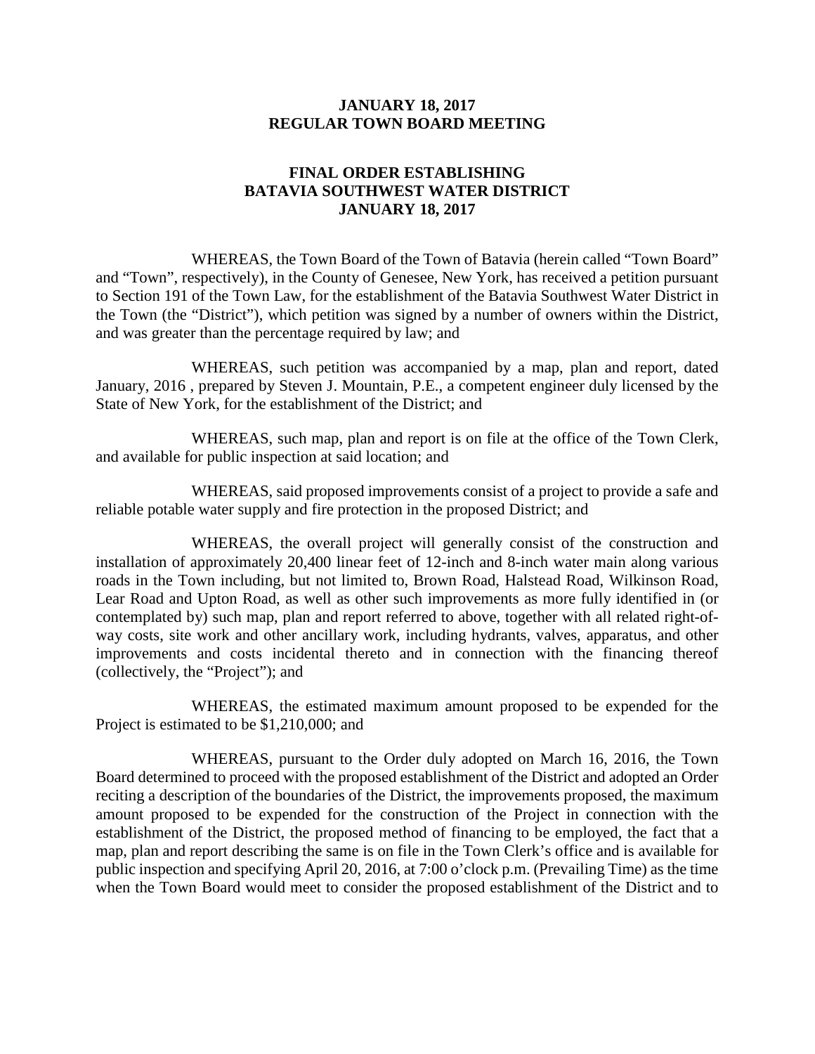**JANUARY 18, 2017**
**REGULAR TOWN BOARD MEETING**

**FINAL ORDER ESTABLISHING**
**BATAVIA SOUTHWEST WATER DISTRICT**
**JANUARY 18, 2017**

WHEREAS, the Town Board of the Town of Batavia (herein called "Town Board" and "Town", respectively), in the County of Genesee, New York, has received a petition pursuant to Section 191 of the Town Law, for the establishment of the Batavia Southwest Water District in the Town (the "District"), which petition was signed by a number of owners within the District, and was greater than the percentage required by law; and

WHEREAS, such petition was accompanied by a map, plan and report, dated January, 2016 , prepared by Steven J. Mountain, P.E., a competent engineer duly licensed by the State of New York, for the establishment of the District; and

WHEREAS, such map, plan and report is on file at the office of the Town Clerk, and available for public inspection at said location; and

WHEREAS, said proposed improvements consist of a project to provide a safe and reliable potable water supply and fire protection in the proposed District; and

WHEREAS, the overall project will generally consist of the construction and installation of approximately 20,400 linear feet of 12-inch and 8-inch water main along various roads in the Town including, but not limited to, Brown Road, Halstead Road, Wilkinson Road, Lear Road and Upton Road, as well as other such improvements as more fully identified in (or contemplated by) such map, plan and report referred to above, together with all related right-of-way costs, site work and other ancillary work, including hydrants, valves, apparatus, and other improvements and costs incidental thereto and in connection with the financing thereof (collectively, the "Project"); and

WHEREAS, the estimated maximum amount proposed to be expended for the Project is estimated to be $1,210,000; and

WHEREAS, pursuant to the Order duly adopted on March 16, 2016, the Town Board determined to proceed with the proposed establishment of the District and adopted an Order reciting a description of the boundaries of the District, the improvements proposed, the maximum amount proposed to be expended for the construction of the Project in connection with the establishment of the District, the proposed method of financing to be employed, the fact that a map, plan and report describing the same is on file in the Town Clerk's office and is available for public inspection and specifying April 20, 2016, at 7:00 o'clock p.m. (Prevailing Time) as the time when the Town Board would meet to consider the proposed establishment of the District and to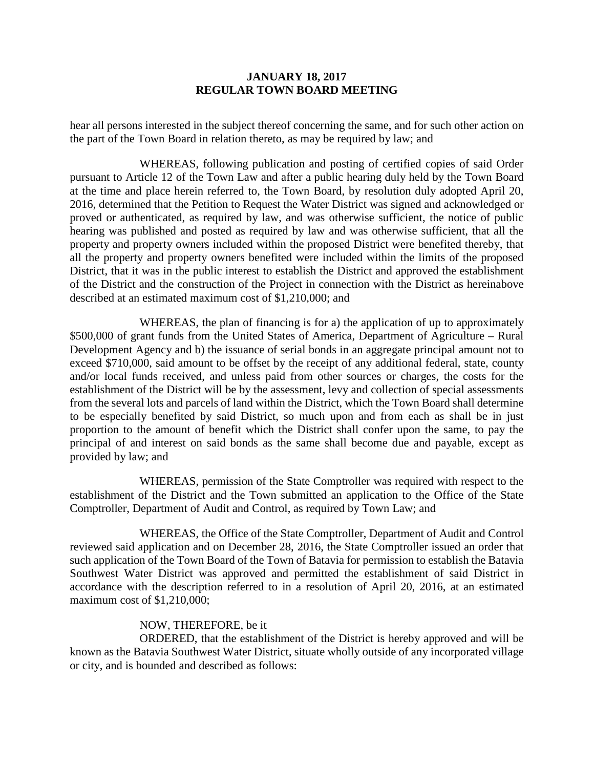hear all persons interested in the subject thereof concerning the same, and for such other action on the part of the Town Board in relation thereto, as may be required by law; and

WHEREAS, following publication and posting of certified copies of said Order pursuant to Article 12 of the Town Law and after a public hearing duly held by the Town Board at the time and place herein referred to, the Town Board, by resolution duly adopted April 20, 2016, determined that the Petition to Request the Water District was signed and acknowledged or proved or authenticated, as required by law, and was otherwise sufficient, the notice of public hearing was published and posted as required by law and was otherwise sufficient, that all the property and property owners included within the proposed District were benefited thereby, that all the property and property owners benefited were included within the limits of the proposed District, that it was in the public interest to establish the District and approved the establishment of the District and the construction of the Project in connection with the District as hereinabove described at an estimated maximum cost of $1,210,000; and

WHEREAS, the plan of financing is for a) the application of up to approximately $500,000 of grant funds from the United States of America, Department of Agriculture – Rural Development Agency and b) the issuance of serial bonds in an aggregate principal amount not to exceed $710,000, said amount to be offset by the receipt of any additional federal, state, county and/or local funds received, and unless paid from other sources or charges, the costs for the establishment of the District will be by the assessment, levy and collection of special assessments from the several lots and parcels of land within the District, which the Town Board shall determine to be especially benefited by said District, so much upon and from each as shall be in just proportion to the amount of benefit which the District shall confer upon the same, to pay the principal of and interest on said bonds as the same shall become due and payable, except as provided by law; and

WHEREAS, permission of the State Comptroller was required with respect to the establishment of the District and the Town submitted an application to the Office of the State Comptroller, Department of Audit and Control, as required by Town Law; and

WHEREAS, the Office of the State Comptroller, Department of Audit and Control reviewed said application and on December 28, 2016, the State Comptroller issued an order that such application of the Town Board of the Town of Batavia for permission to establish the Batavia Southwest Water District was approved and permitted the establishment of said District in accordance with the description referred to in a resolution of April 20, 2016, at an estimated maximum cost of $1,210,000;

NOW, THEREFORE, be it

ORDERED, that the establishment of the District is hereby approved and will be known as the Batavia Southwest Water District, situate wholly outside of any incorporated village or city, and is bounded and described as follows: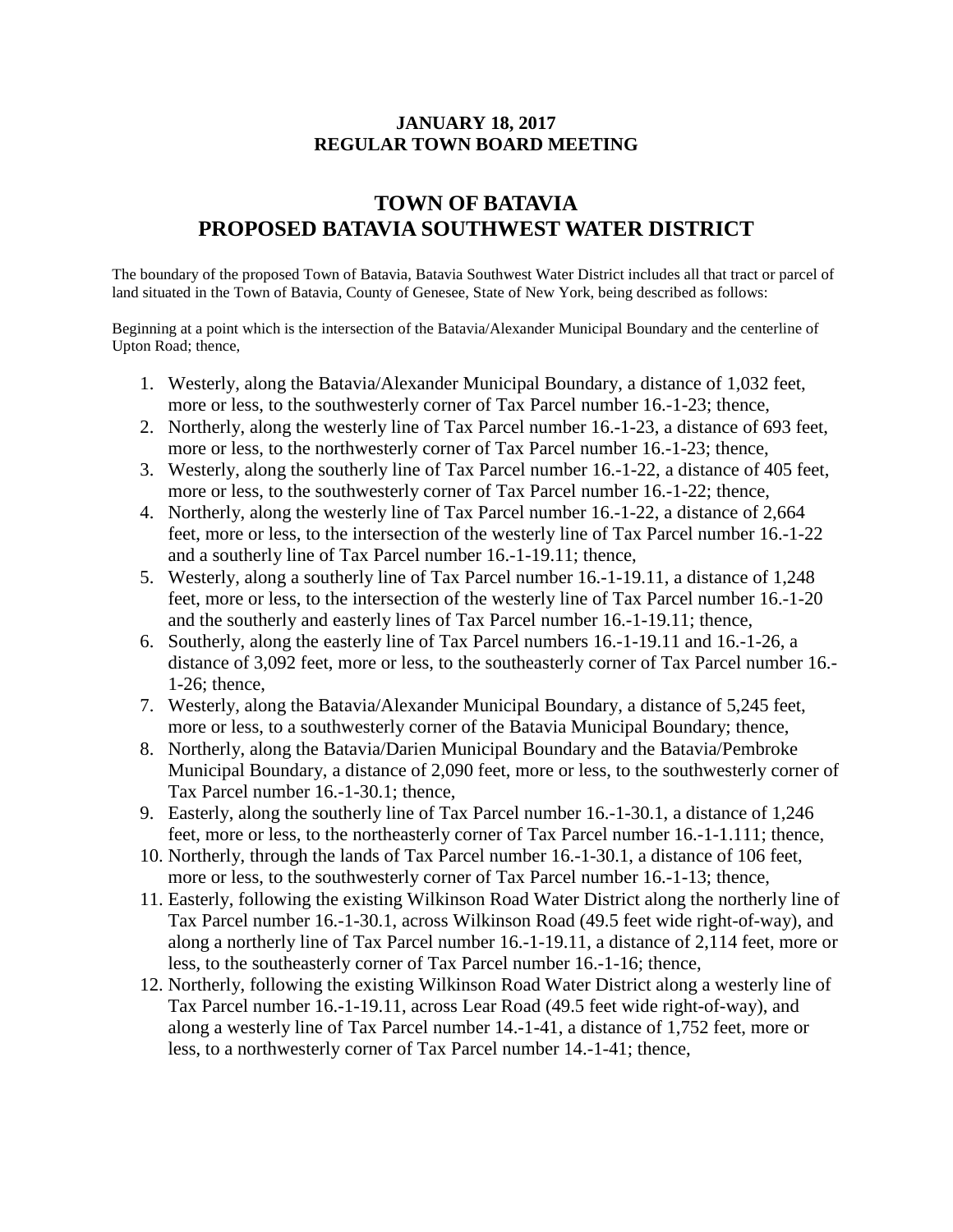**JANUARY 18, 2017**
**REGULAR TOWN BOARD MEETING**

# TOWN OF BATAVIA
# PROPOSED BATAVIA SOUTHWEST WATER DISTRICT

The boundary of the proposed Town of Batavia, Batavia Southwest Water District includes all that tract or parcel of land situated in the Town of Batavia, County of Genesee, State of New York, being described as follows:

Beginning at a point which is the intersection of the Batavia/Alexander Municipal Boundary and the centerline of Upton Road; thence,

1. Westerly, along the Batavia/Alexander Municipal Boundary, a distance of 1,032 feet, more or less, to the southwesterly corner of Tax Parcel number 16.-1-23; thence,
2. Northerly, along the westerly line of Tax Parcel number 16.-1-23, a distance of 693 feet, more or less, to the northwesterly corner of Tax Parcel number 16.-1-23; thence,
3. Westerly, along the southerly line of Tax Parcel number 16.-1-22, a distance of 405 feet, more or less, to the southwesterly corner of Tax Parcel number 16.-1-22; thence,
4. Northerly, along the westerly line of Tax Parcel number 16.-1-22, a distance of 2,664 feet, more or less, to the intersection of the westerly line of Tax Parcel number 16.-1-22 and a southerly line of Tax Parcel number 16.-1-19.11; thence,
5. Westerly, along a southerly line of Tax Parcel number 16.-1-19.11, a distance of 1,248 feet, more or less, to the intersection of the westerly line of Tax Parcel number 16.-1-20 and the southerly and easterly lines of Tax Parcel number 16.-1-19.11; thence,
6. Southerly, along the easterly line of Tax Parcel numbers 16.-1-19.11 and 16.-1-26, a distance of 3,092 feet, more or less, to the southeasterly corner of Tax Parcel number 16.-1-26; thence,
7. Westerly, along the Batavia/Alexander Municipal Boundary, a distance of 5,245 feet, more or less, to a southwesterly corner of the Batavia Municipal Boundary; thence,
8. Northerly, along the Batavia/Darien Municipal Boundary and the Batavia/Pembroke Municipal Boundary, a distance of 2,090 feet, more or less, to the southwesterly corner of Tax Parcel number 16.-1-30.1; thence,
9. Easterly, along the southerly line of Tax Parcel number 16.-1-30.1, a distance of 1,246 feet, more or less, to the northeasterly corner of Tax Parcel number 16.-1-1.111; thence,
10. Northerly, through the lands of Tax Parcel number 16.-1-30.1, a distance of 106 feet, more or less, to the southwesterly corner of Tax Parcel number 16.-1-13; thence,
11. Easterly, following the existing Wilkinson Road Water District along the northerly line of Tax Parcel number 16.-1-30.1, across Wilkinson Road (49.5 feet wide right-of-way), and along a northerly line of Tax Parcel number 16.-1-19.11, a distance of 2,114 feet, more or less, to the southeasterly corner of Tax Parcel number 16.-1-16; thence,
12. Northerly, following the existing Wilkinson Road Water District along a westerly line of Tax Parcel number 16.-1-19.11, across Lear Road (49.5 feet wide right-of-way), and along a westerly line of Tax Parcel number 14.-1-41, a distance of 1,752 feet, more or less, to a northwesterly corner of Tax Parcel number 14.-1-41; thence,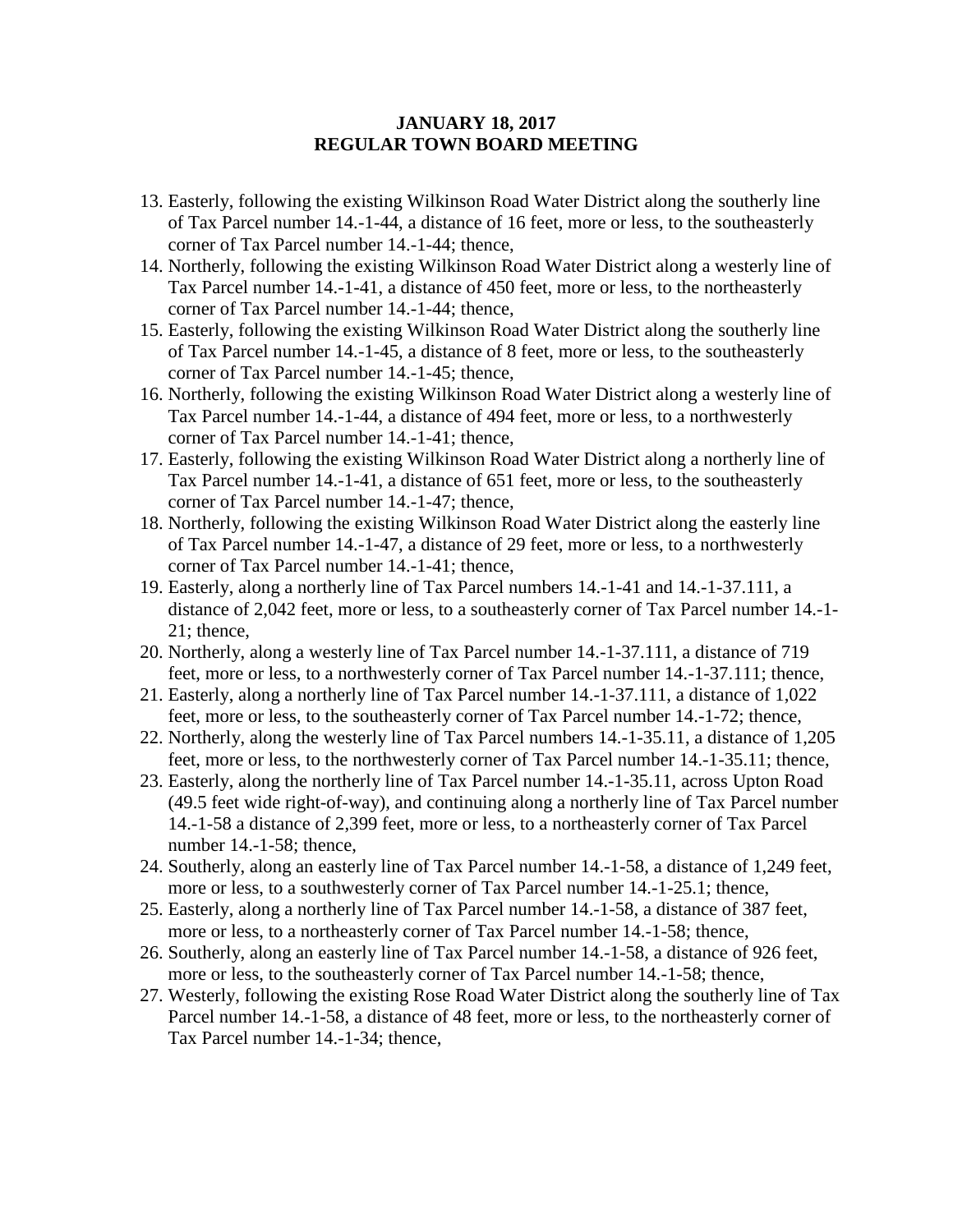**JANUARY 18, 2017**
**REGULAR TOWN BOARD MEETING**

13. Easterly, following the existing Wilkinson Road Water District along the southerly line of Tax Parcel number 14.-1-44, a distance of 16 feet, more or less, to the southeasterly corner of Tax Parcel number 14.-1-44; thence,
14. Northerly, following the existing Wilkinson Road Water District along a westerly line of Tax Parcel number 14.-1-41, a distance of 450 feet, more or less, to the northeasterly corner of Tax Parcel number 14.-1-44; thence,
15. Easterly, following the existing Wilkinson Road Water District along the southerly line of Tax Parcel number 14.-1-45, a distance of 8 feet, more or less, to the southeasterly corner of Tax Parcel number 14.-1-45; thence,
16. Northerly, following the existing Wilkinson Road Water District along a westerly line of Tax Parcel number 14.-1-44, a distance of 494 feet, more or less, to a northwesterly corner of Tax Parcel number 14.-1-41; thence,
17. Easterly, following the existing Wilkinson Road Water District along a northerly line of Tax Parcel number 14.-1-41, a distance of 651 feet, more or less, to the southeasterly corner of Tax Parcel number 14.-1-47; thence,
18. Northerly, following the existing Wilkinson Road Water District along the easterly line of Tax Parcel number 14.-1-47, a distance of 29 feet, more or less, to a northwesterly corner of Tax Parcel number 14.-1-41; thence,
19. Easterly, along a northerly line of Tax Parcel numbers 14.-1-41 and 14.-1-37.111, a distance of 2,042 feet, more or less, to a southeasterly corner of Tax Parcel number 14.-1-21; thence,
20. Northerly, along a westerly line of Tax Parcel number 14.-1-37.111, a distance of 719 feet, more or less, to a northwesterly corner of Tax Parcel number 14.-1-37.111; thence,
21. Easterly, along a northerly line of Tax Parcel number 14.-1-37.111, a distance of 1,022 feet, more or less, to the southeasterly corner of Tax Parcel number 14.-1-72; thence,
22. Northerly, along the westerly line of Tax Parcel numbers 14.-1-35.11, a distance of 1,205 feet, more or less, to the northwesterly corner of Tax Parcel number 14.-1-35.11; thence,
23. Easterly, along the northerly line of Tax Parcel number 14.-1-35.11, across Upton Road (49.5 feet wide right-of-way), and continuing along a northerly line of Tax Parcel number 14.-1-58 a distance of 2,399 feet, more or less, to a northeasterly corner of Tax Parcel number 14.-1-58; thence,
24. Southerly, along an easterly line of Tax Parcel number 14.-1-58, a distance of 1,249 feet, more or less, to a southwesterly corner of Tax Parcel number 14.-1-25.1; thence,
25. Easterly, along a northerly line of Tax Parcel number 14.-1-58, a distance of 387 feet, more or less, to a northeasterly corner of Tax Parcel number 14.-1-58; thence,
26. Southerly, along an easterly line of Tax Parcel number 14.-1-58, a distance of 926 feet, more or less, to the southeasterly corner of Tax Parcel number 14.-1-58; thence,
27. Westerly, following the existing Rose Road Water District along the southerly line of Tax Parcel number 14.-1-58, a distance of 48 feet, more or less, to the northeasterly corner of Tax Parcel number 14.-1-34; thence,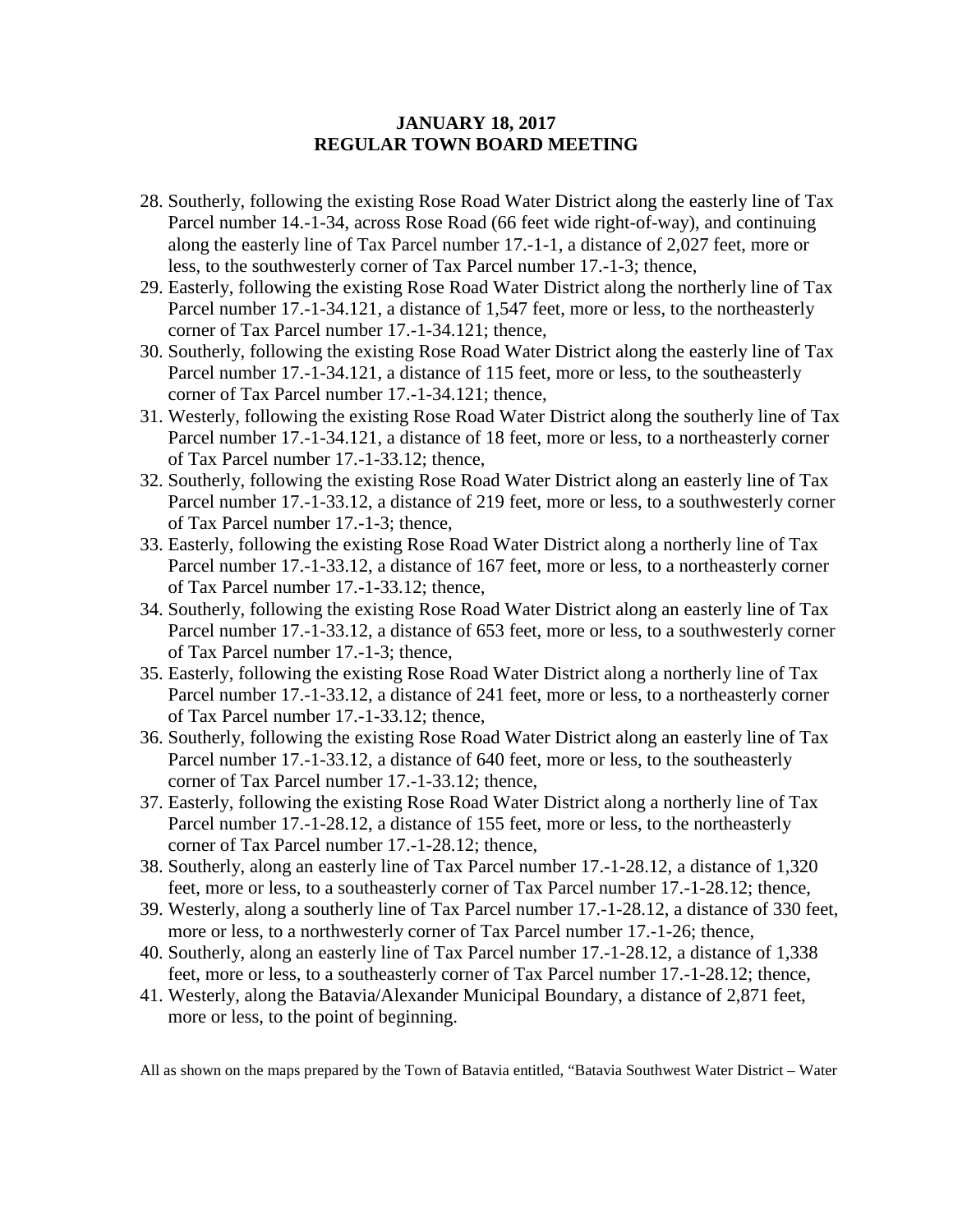28. Southerly, following the existing Rose Road Water District along the easterly line of Tax Parcel number 14.-1-34, across Rose Road (66 feet wide right-of-way), and continuing along the easterly line of Tax Parcel number 17.-1-1, a distance of 2,027 feet, more or less, to the southwesterly corner of Tax Parcel number 17.-1-3; thence,
29. Easterly, following the existing Rose Road Water District along the northerly line of Tax Parcel number 17.-1-34.121, a distance of 1,547 feet, more or less, to the northeasterly corner of Tax Parcel number 17.-1-34.121; thence,
30. Southerly, following the existing Rose Road Water District along the easterly line of Tax Parcel number 17.-1-34.121, a distance of 115 feet, more or less, to the southeasterly corner of Tax Parcel number 17.-1-34.121; thence,
31. Westerly, following the existing Rose Road Water District along the southerly line of Tax Parcel number 17.-1-34.121, a distance of 18 feet, more or less, to a northeasterly corner of Tax Parcel number 17.-1-33.12; thence,
32. Southerly, following the existing Rose Road Water District along an easterly line of Tax Parcel number 17.-1-33.12, a distance of 219 feet, more or less, to a southwesterly corner of Tax Parcel number 17.-1-3; thence,
33. Easterly, following the existing Rose Road Water District along a northerly line of Tax Parcel number 17.-1-33.12, a distance of 167 feet, more or less, to a northeasterly corner of Tax Parcel number 17.-1-33.12; thence,
34. Southerly, following the existing Rose Road Water District along an easterly line of Tax Parcel number 17.-1-33.12, a distance of 653 feet, more or less, to a southwesterly corner of Tax Parcel number 17.-1-3; thence,
35. Easterly, following the existing Rose Road Water District along a northerly line of Tax Parcel number 17.-1-33.12, a distance of 241 feet, more or less, to a northeasterly corner of Tax Parcel number 17.-1-33.12; thence,
36. Southerly, following the existing Rose Road Water District along an easterly line of Tax Parcel number 17.-1-33.12, a distance of 640 feet, more or less, to the southeasterly corner of Tax Parcel number 17.-1-33.12; thence,
37. Easterly, following the existing Rose Road Water District along a northerly line of Tax Parcel number 17.-1-28.12, a distance of 155 feet, more or less, to the northeasterly corner of Tax Parcel number 17.-1-28.12; thence,
38. Southerly, along an easterly line of Tax Parcel number 17.-1-28.12, a distance of 1,320 feet, more or less, to a southeasterly corner of Tax Parcel number 17.-1-28.12; thence,
39. Westerly, along a southerly line of Tax Parcel number 17.-1-28.12, a distance of 330 feet, more or less, to a northwesterly corner of Tax Parcel number 17.-1-26; thence,
40. Southerly, along an easterly line of Tax Parcel number 17.-1-28.12, a distance of 1,338 feet, more or less, to a southeasterly corner of Tax Parcel number 17.-1-28.12; thence,
41. Westerly, along the Batavia/Alexander Municipal Boundary, a distance of 2,871 feet, more or less, to the point of beginning.

All as shown on the maps prepared by the Town of Batavia entitled, "Batavia Southwest Water District – Water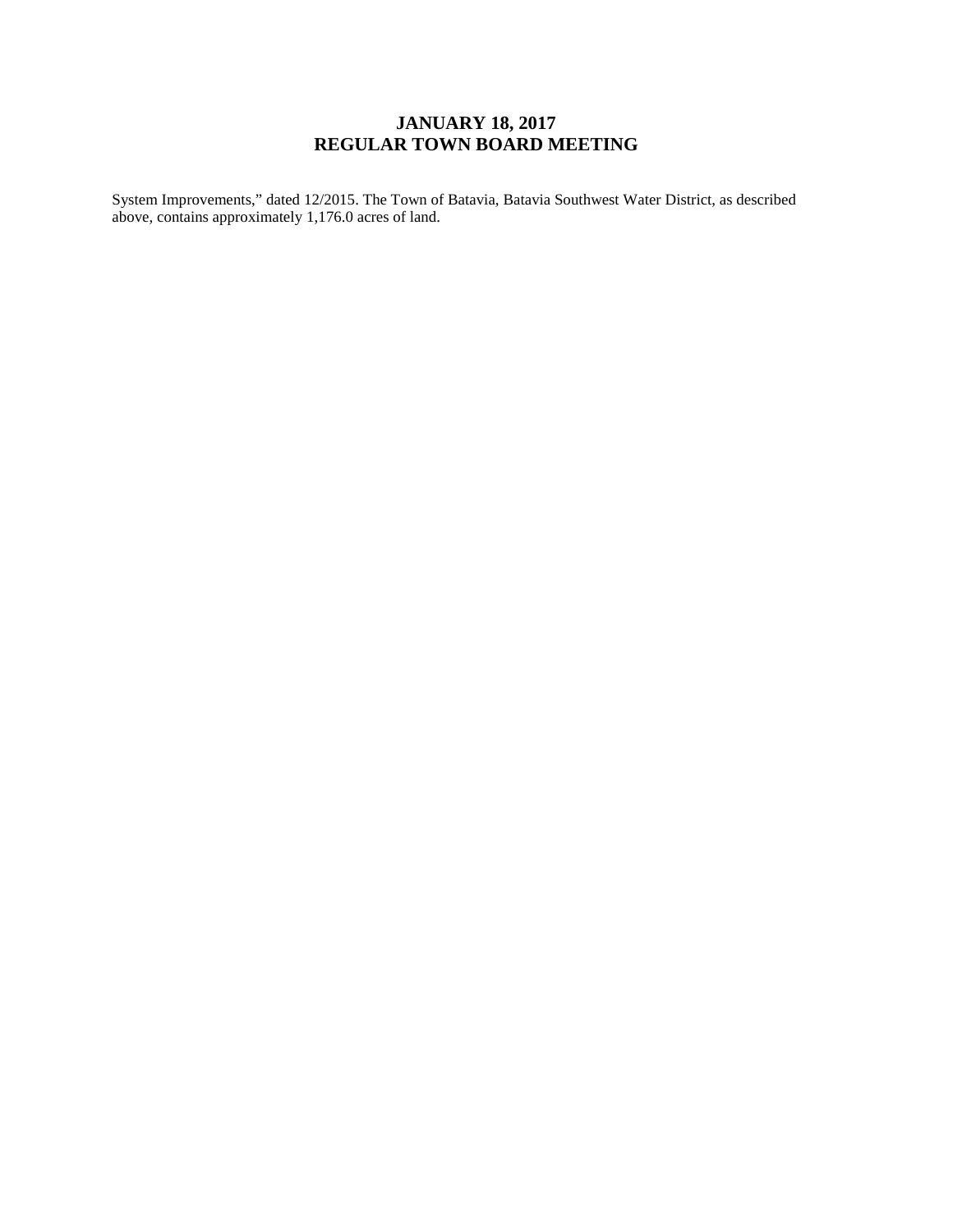System Improvements," dated 12/2015. The Town of Batavia, Batavia Southwest Water District, as described above, contains approximately 1,176.0 acres of land.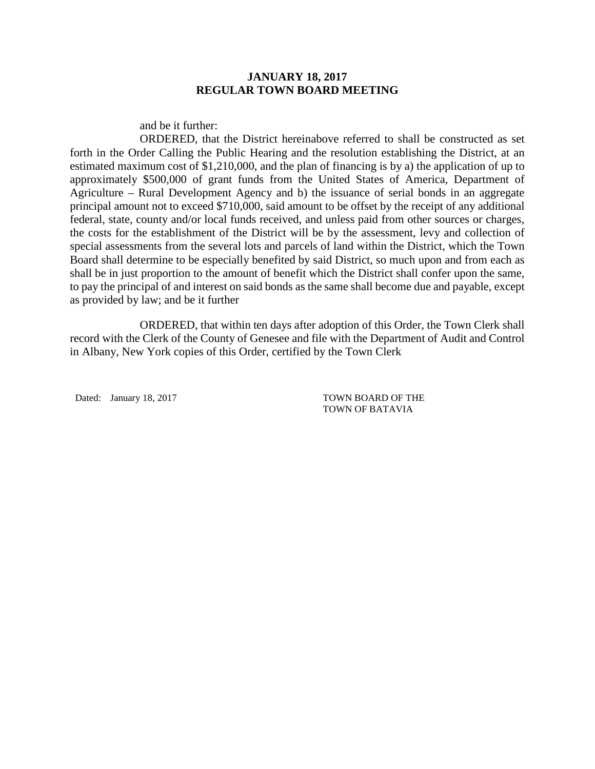and be it further:

ORDERED, that the District hereinabove referred to shall be constructed as set forth in the Order Calling the Public Hearing and the resolution establishing the District, at an estimated maximum cost of $1,210,000, and the plan of financing is by a) the application of up to approximately $500,000 of grant funds from the United States of America, Department of Agriculture – Rural Development Agency and b) the issuance of serial bonds in an aggregate principal amount not to exceed $710,000, said amount to be offset by the receipt of any additional federal, state, county and/or local funds received, and unless paid from other sources or charges, the costs for the establishment of the District will be by the assessment, levy and collection of special assessments from the several lots and parcels of land within the District, which the Town Board shall determine to be especially benefited by said District, so much upon and from each as shall be in just proportion to the amount of benefit which the District shall confer upon the same, to pay the principal of and interest on said bonds as the same shall become due and payable, except as provided by law; and be it further

ORDERED, that within ten days after adoption of this Order, the Town Clerk shall record with the Clerk of the County of Genesee and file with the Department of Audit and Control in Albany, New York copies of this Order, certified by the Town Clerk

Dated: January 18, 2017

TOWN BOARD OF THE
TOWN OF BATAVIA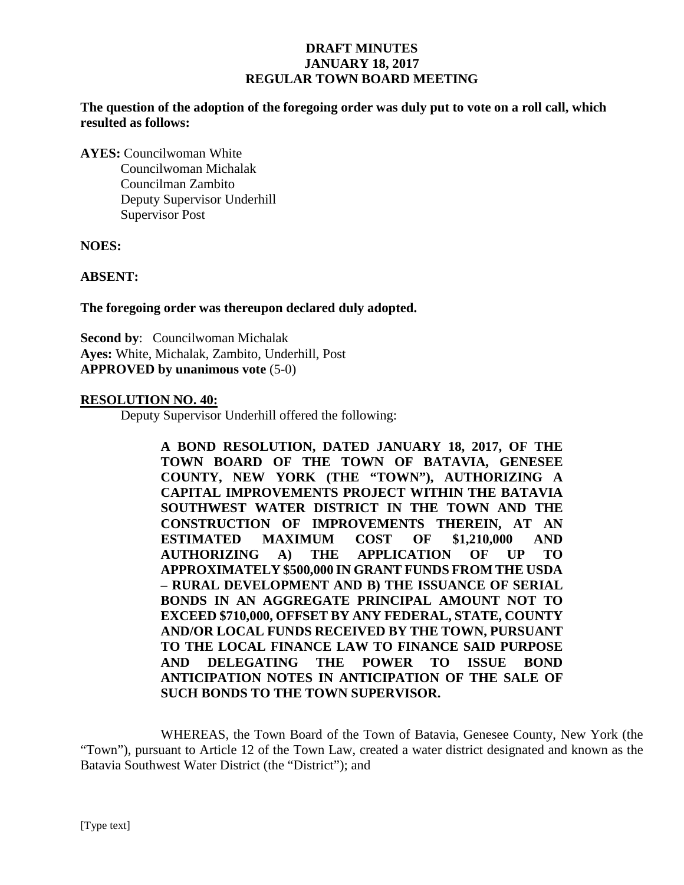**The question of the adoption of the foregoing order was duly put to vote on a roll call, which resulted as follows:**

**AYES:** Councilwoman White
Councilwoman Michalak
Councilman Zambito
Deputy Supervisor Underhill
Supervisor Post

**NOES:**

**ABSENT:**

**The foregoing order was thereupon declared duly adopted.**

**Second by**: Councilwoman Michalak
**Ayes:** White, Michalak, Zambito, Underhill, Post
**APPROVED by unanimous vote** (5-0)

**RESOLUTION NO. 40:**

Deputy Supervisor Underhill offered the following:

> **A BOND RESOLUTION, DATED JANUARY 18, 2017, OF THE TOWN BOARD OF THE TOWN OF BATAVIA, GENESEE COUNTY, NEW YORK (THE "TOWN"), AUTHORIZING A CAPITAL IMPROVEMENTS PROJECT WITHIN THE BATAVIA SOUTHWEST WATER DISTRICT IN THE TOWN AND THE CONSTRUCTION OF IMPROVEMENTS THEREIN, AT AN ESTIMATED MAXIMUM COST OF $1,210,000 AND AUTHORIZING A) THE APPLICATION OF UP TO APPROXIMATELY $500,000 IN GRANT FUNDS FROM THE USDA – RURAL DEVELOPMENT AND B) THE ISSUANCE OF SERIAL BONDS IN AN AGGREGATE PRINCIPAL AMOUNT NOT TO EXCEED $710,000, OFFSET BY ANY FEDERAL, STATE, COUNTY AND/OR LOCAL FUNDS RECEIVED BY THE TOWN, PURSUANT TO THE LOCAL FINANCE LAW TO FINANCE SAID PURPOSE AND DELEGATING THE POWER TO ISSUE BOND ANTICIPATION NOTES IN ANTICIPATION OF THE SALE OF SUCH BONDS TO THE TOWN SUPERVISOR.**

WHEREAS, the Town Board of the Town of Batavia, Genesee County, New York (the "Town"), pursuant to Article 12 of the Town Law, created a water district designated and known as the Batavia Southwest Water District (the "District"); and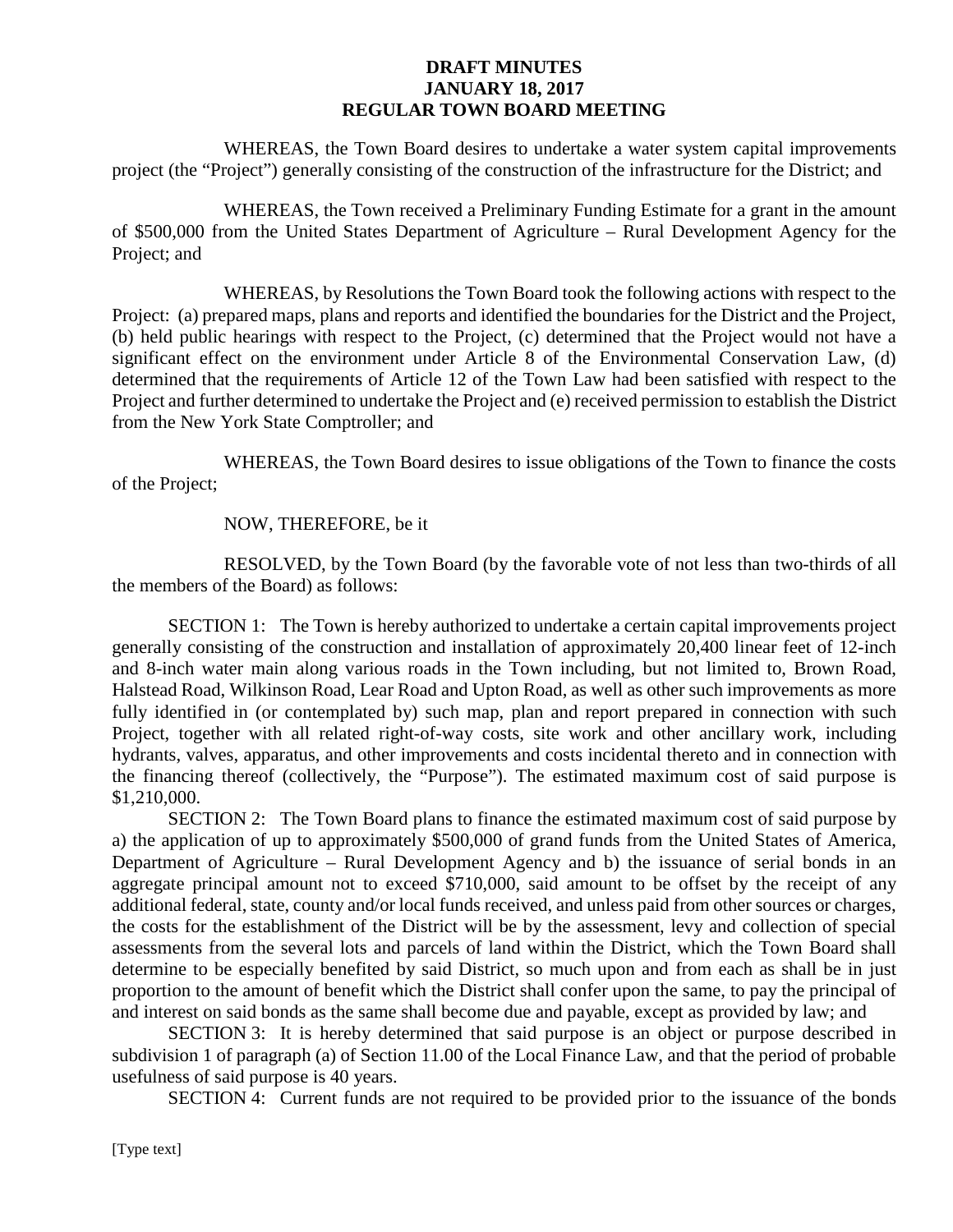**DRAFT MINUTES**
**JANUARY 18, 2017**
**REGULAR TOWN BOARD MEETING**

WHEREAS, the Town Board desires to undertake a water system capital improvements project (the "Project") generally consisting of the construction of the infrastructure for the District; and

WHEREAS, the Town received a Preliminary Funding Estimate for a grant in the amount of $500,000 from the United States Department of Agriculture – Rural Development Agency for the Project; and

WHEREAS, by Resolutions the Town Board took the following actions with respect to the Project: (a) prepared maps, plans and reports and identified the boundaries for the District and the Project, (b) held public hearings with respect to the Project, (c) determined that the Project would not have a significant effect on the environment under Article 8 of the Environmental Conservation Law, (d) determined that the requirements of Article 12 of the Town Law had been satisfied with respect to the Project and further determined to undertake the Project and (e) received permission to establish the District from the New York State Comptroller; and

WHEREAS, the Town Board desires to issue obligations of the Town to finance the costs of the Project;

NOW, THEREFORE, be it

RESOLVED, by the Town Board (by the favorable vote of not less than two-thirds of all the members of the Board) as follows:

SECTION 1: The Town is hereby authorized to undertake a certain capital improvements project generally consisting of the construction and installation of approximately 20,400 linear feet of 12-inch and 8-inch water main along various roads in the Town including, but not limited to, Brown Road, Halstead Road, Wilkinson Road, Lear Road and Upton Road, as well as other such improvements as more fully identified in (or contemplated by) such map, plan and report prepared in connection with such Project, together with all related right-of-way costs, site work and other ancillary work, including hydrants, valves, apparatus, and other improvements and costs incidental thereto and in connection with the financing thereof (collectively, the "Purpose"). The estimated maximum cost of said purpose is $1,210,000.

SECTION 2: The Town Board plans to finance the estimated maximum cost of said purpose by a) the application of up to approximately $500,000 of grand funds from the United States of America, Department of Agriculture – Rural Development Agency and b) the issuance of serial bonds in an aggregate principal amount not to exceed $710,000, said amount to be offset by the receipt of any additional federal, state, county and/or local funds received, and unless paid from other sources or charges, the costs for the establishment of the District will be by the assessment, levy and collection of special assessments from the several lots and parcels of land within the District, which the Town Board shall determine to be especially benefited by said District, so much upon and from each as shall be in just proportion to the amount of benefit which the District shall confer upon the same, to pay the principal of and interest on said bonds as the same shall become due and payable, except as provided by law; and

SECTION 3: It is hereby determined that said purpose is an object or purpose described in subdivision 1 of paragraph (a) of Section 11.00 of the Local Finance Law, and that the period of probable usefulness of said purpose is 40 years.

SECTION 4: Current funds are not required to be provided prior to the issuance of the bonds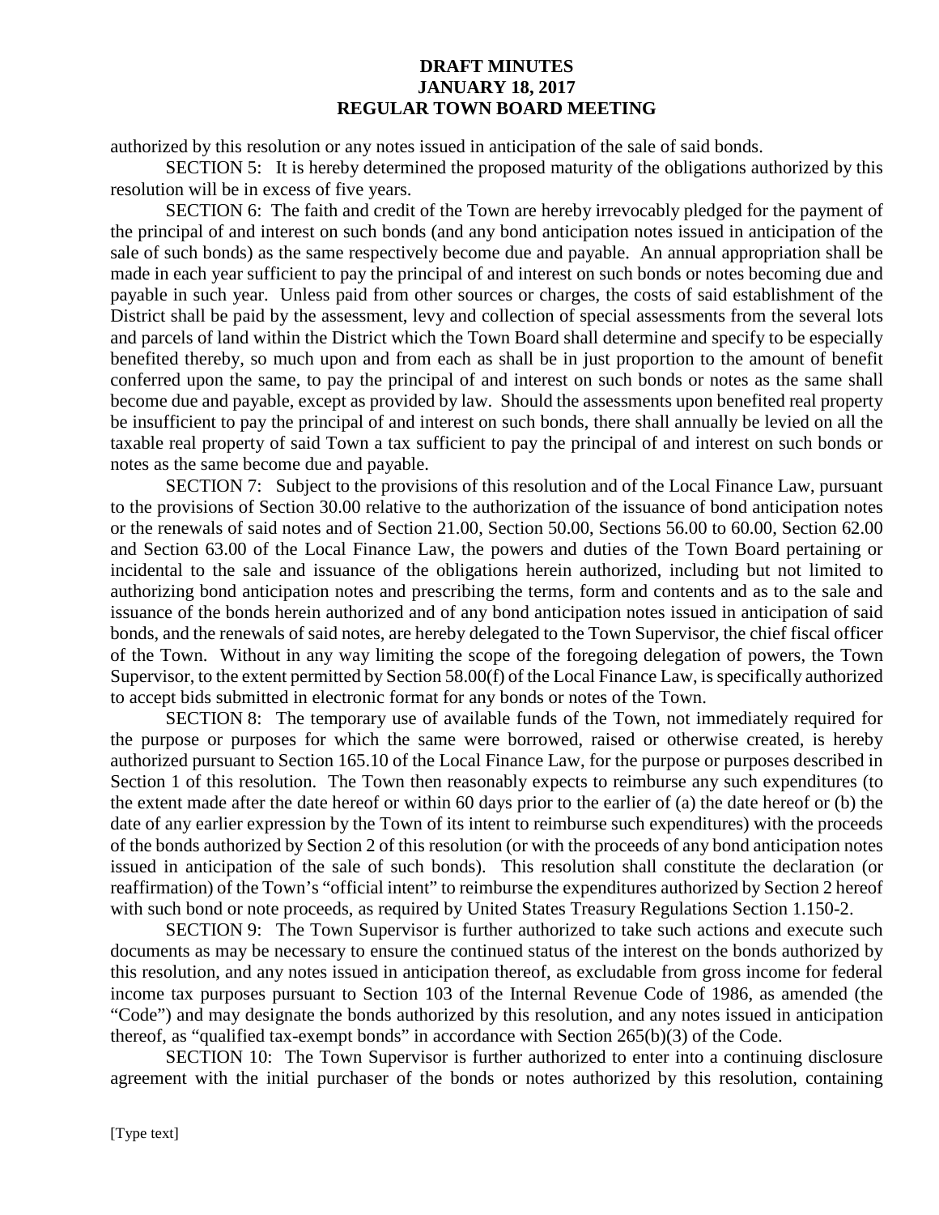authorized by this resolution or any notes issued in anticipation of the sale of said bonds.

SECTION 5: It is hereby determined the proposed maturity of the obligations authorized by this resolution will be in excess of five years.

SECTION 6: The faith and credit of the Town are hereby irrevocably pledged for the payment of the principal of and interest on such bonds (and any bond anticipation notes issued in anticipation of the sale of such bonds) as the same respectively become due and payable. An annual appropriation shall be made in each year sufficient to pay the principal of and interest on such bonds or notes becoming due and payable in such year. Unless paid from other sources or charges, the costs of said establishment of the District shall be paid by the assessment, levy and collection of special assessments from the several lots and parcels of land within the District which the Town Board shall determine and specify to be especially benefited thereby, so much upon and from each as shall be in just proportion to the amount of benefit conferred upon the same, to pay the principal of and interest on such bonds or notes as the same shall become due and payable, except as provided by law. Should the assessments upon benefited real property be insufficient to pay the principal of and interest on such bonds, there shall annually be levied on all the taxable real property of said Town a tax sufficient to pay the principal of and interest on such bonds or notes as the same become due and payable.

SECTION 7: Subject to the provisions of this resolution and of the Local Finance Law, pursuant to the provisions of Section 30.00 relative to the authorization of the issuance of bond anticipation notes or the renewals of said notes and of Section 21.00, Section 50.00, Sections 56.00 to 60.00, Section 62.00 and Section 63.00 of the Local Finance Law, the powers and duties of the Town Board pertaining or incidental to the sale and issuance of the obligations herein authorized, including but not limited to authorizing bond anticipation notes and prescribing the terms, form and contents and as to the sale and issuance of the bonds herein authorized and of any bond anticipation notes issued in anticipation of said bonds, and the renewals of said notes, are hereby delegated to the Town Supervisor, the chief fiscal officer of the Town. Without in any way limiting the scope of the foregoing delegation of powers, the Town Supervisor, to the extent permitted by Section 58.00(f) of the Local Finance Law, is specifically authorized to accept bids submitted in electronic format for any bonds or notes of the Town.

SECTION 8: The temporary use of available funds of the Town, not immediately required for the purpose or purposes for which the same were borrowed, raised or otherwise created, is hereby authorized pursuant to Section 165.10 of the Local Finance Law, for the purpose or purposes described in Section 1 of this resolution. The Town then reasonably expects to reimburse any such expenditures (to the extent made after the date hereof or within 60 days prior to the earlier of (a) the date hereof or (b) the date of any earlier expression by the Town of its intent to reimburse such expenditures) with the proceeds of the bonds authorized by Section 2 of this resolution (or with the proceeds of any bond anticipation notes issued in anticipation of the sale of such bonds). This resolution shall constitute the declaration (or reaffirmation) of the Town's "official intent" to reimburse the expenditures authorized by Section 2 hereof with such bond or note proceeds, as required by United States Treasury Regulations Section 1.150-2.

SECTION 9: The Town Supervisor is further authorized to take such actions and execute such documents as may be necessary to ensure the continued status of the interest on the bonds authorized by this resolution, and any notes issued in anticipation thereof, as excludable from gross income for federal income tax purposes pursuant to Section 103 of the Internal Revenue Code of 1986, as amended (the "Code") and may designate the bonds authorized by this resolution, and any notes issued in anticipation thereof, as "qualified tax-exempt bonds" in accordance with Section 265(b)(3) of the Code.

SECTION 10: The Town Supervisor is further authorized to enter into a continuing disclosure agreement with the initial purchaser of the bonds or notes authorized by this resolution, containing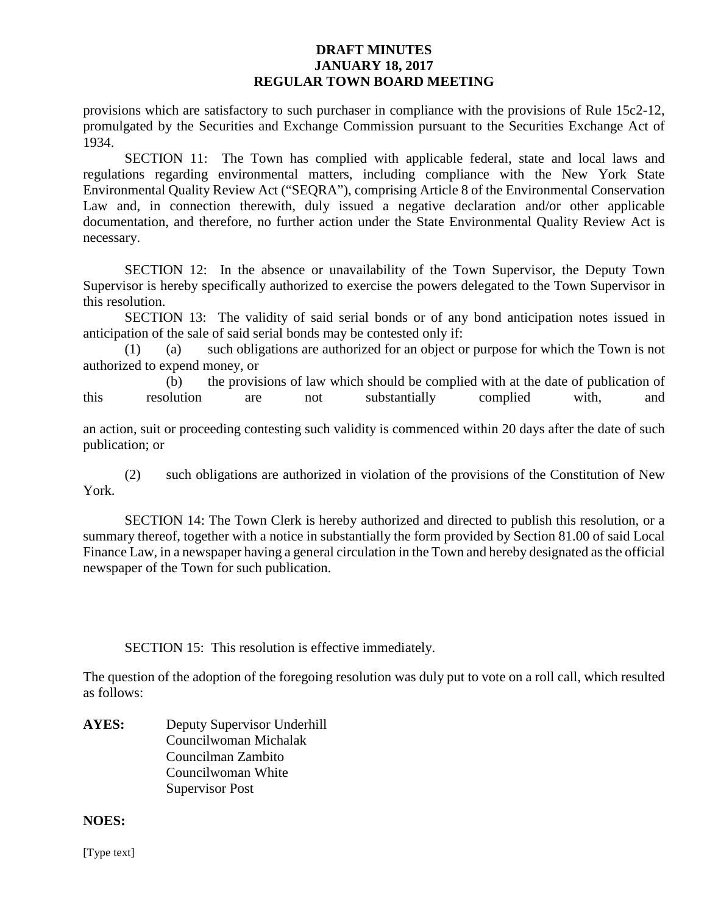provisions which are satisfactory to such purchaser in compliance with the provisions of Rule 15c2-12, promulgated by the Securities and Exchange Commission pursuant to the Securities Exchange Act of 1934.

SECTION 11: The Town has complied with applicable federal, state and local laws and regulations regarding environmental matters, including compliance with the New York State Environmental Quality Review Act ("SEQRA"), comprising Article 8 of the Environmental Conservation Law and, in connection therewith, duly issued a negative declaration and/or other applicable documentation, and therefore, no further action under the State Environmental Quality Review Act is necessary.

SECTION 12: In the absence or unavailability of the Town Supervisor, the Deputy Town Supervisor is hereby specifically authorized to exercise the powers delegated to the Town Supervisor in this resolution.

SECTION 13: The validity of said serial bonds or of any bond anticipation notes issued in anticipation of the sale of said serial bonds may be contested only if:

(1) (a) such obligations are authorized for an object or purpose for which the Town is not authorized to expend money, or

(b) the provisions of law which should be complied with at the date of publication of this resolution are not substantially complied with, and

an action, suit or proceeding contesting such validity is commenced within 20 days after the date of such publication; or

(2) such obligations are authorized in violation of the provisions of the Constitution of New York.

SECTION 14: The Town Clerk is hereby authorized and directed to publish this resolution, or a summary thereof, together with a notice in substantially the form provided by Section 81.00 of said Local Finance Law, in a newspaper having a general circulation in the Town and hereby designated as the official newspaper of the Town for such publication.

SECTION 15: This resolution is effective immediately.

The question of the adoption of the foregoing resolution was duly put to vote on a roll call, which resulted as follows:

**AYES:** Deputy Supervisor Underhill
Councilwoman Michalak
Councilman Zambito
Councilwoman White
Supervisor Post

**NOES:**

[Type text]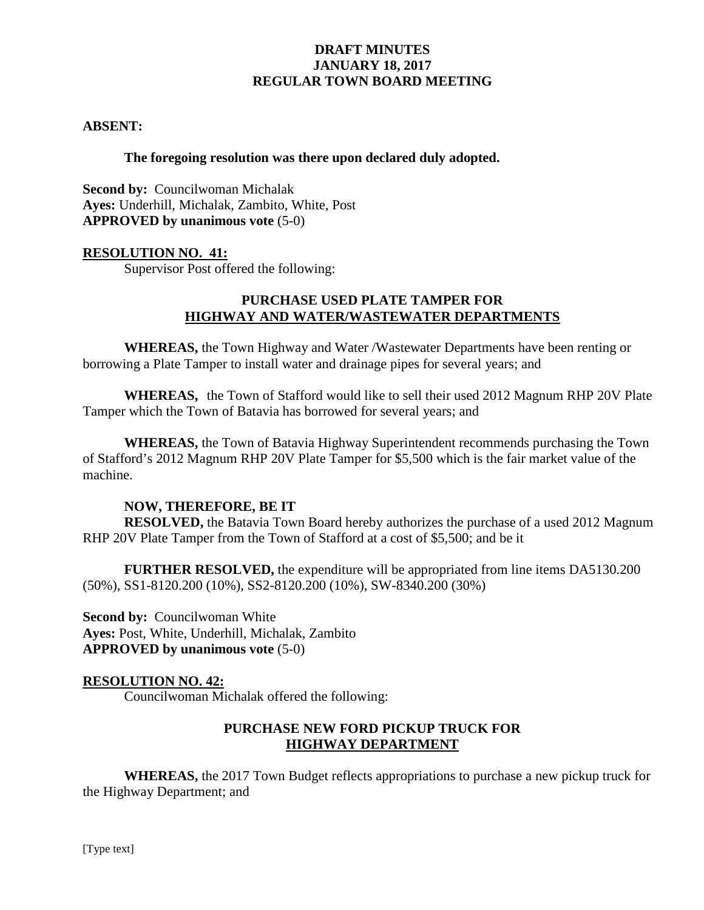**ABSENT:**

**The foregoing resolution was there upon declared duly adopted.**

**Second by:** Councilwoman Michalak
**Ayes:** Underhill, Michalak, Zambito, White, Post
**APPROVED by unanimous vote** (5-0)

**RESOLUTION NO. 41:**

Supervisor Post offered the following:

**PURCHASE USED PLATE TAMPER FOR HIGHWAY AND WATER/WASTEWATER DEPARTMENTS**

**WHEREAS,** the Town Highway and Water /Wastewater Departments have been renting or borrowing a Plate Tamper to install water and drainage pipes for several years; and

**WHEREAS,** the Town of Stafford would like to sell their used 2012 Magnum RHP 20V Plate Tamper which the Town of Batavia has borrowed for several years; and

**WHEREAS,** the Town of Batavia Highway Superintendent recommends purchasing the Town of Stafford's 2012 Magnum RHP 20V Plate Tamper for $5,500 which is the fair market value of the machine.

**NOW, THEREFORE, BE IT**

**RESOLVED,** the Batavia Town Board hereby authorizes the purchase of a used 2012 Magnum RHP 20V Plate Tamper from the Town of Stafford at a cost of $5,500; and be it

**FURTHER RESOLVED,** the expenditure will be appropriated from line items DA5130.200 (50%), SS1-8120.200 (10%), SS2-8120.200 (10%), SW-8340.200 (30%)

**Second by:** Councilwoman White
**Ayes:** Post, White, Underhill, Michalak, Zambito
**APPROVED by unanimous vote** (5-0)

**RESOLUTION NO. 42:**

Councilwoman Michalak offered the following:

**PURCHASE NEW FORD PICKUP TRUCK FOR HIGHWAY DEPARTMENT**

**WHEREAS,** the 2017 Town Budget reflects appropriations to purchase a new pickup truck for the Highway Department; and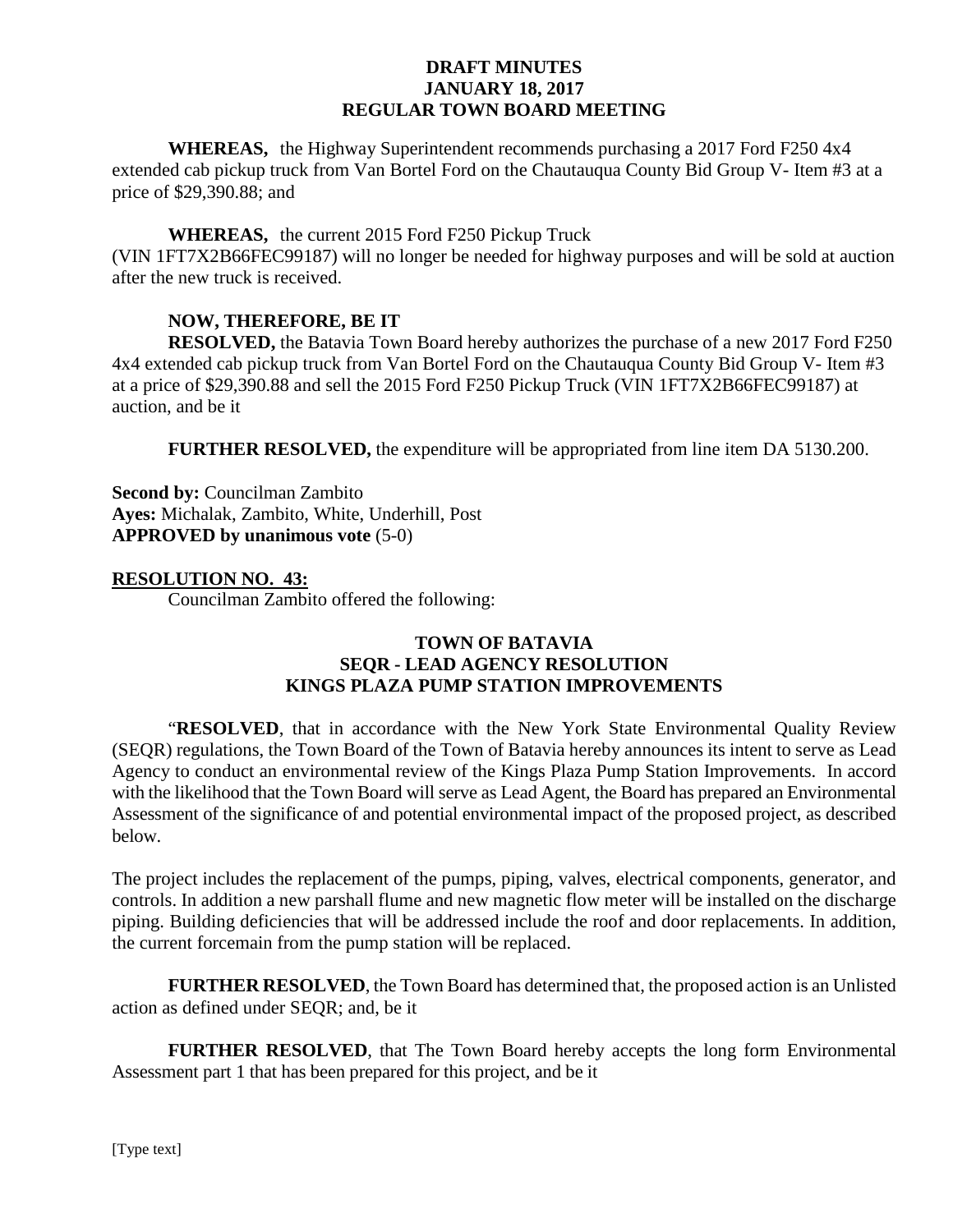**DRAFT MINUTES**
**JANUARY 18, 2017**
**REGULAR TOWN BOARD MEETING**

**WHEREAS,** the Highway Superintendent recommends purchasing a 2017 Ford F250 4x4 extended cab pickup truck from Van Bortel Ford on the Chautauqua County Bid Group V- Item #3 at a price of $29,390.88; and

**WHEREAS,** the current 2015 Ford F250 Pickup Truck (VIN 1FT7X2B66FEC99187) will no longer be needed for highway purposes and will be sold at auction after the new truck is received.

**NOW, THEREFORE, BE IT**
**RESOLVED,** the Batavia Town Board hereby authorizes the purchase of a new 2017 Ford F250 4x4 extended cab pickup truck from Van Bortel Ford on the Chautauqua County Bid Group V- Item #3 at a price of $29,390.88 and sell the 2015 Ford F250 Pickup Truck (VIN 1FT7X2B66FEC99187) at auction, and be it

**FURTHER RESOLVED,** the expenditure will be appropriated from line item DA 5130.200.

**Second by:** Councilman Zambito
**Ayes:** Michalak, Zambito, White, Underhill, Post
**APPROVED by unanimous vote** (5-0)

**RESOLUTION NO. 43:**

Councilman Zambito offered the following:

**TOWN OF BATAVIA**
**SEQR - LEAD AGENCY RESOLUTION**
**KINGS PLAZA PUMP STATION IMPROVEMENTS**

"**RESOLVED**, that in accordance with the New York State Environmental Quality Review (SEQR) regulations, the Town Board of the Town of Batavia hereby announces its intent to serve as Lead Agency to conduct an environmental review of the Kings Plaza Pump Station Improvements. In accord with the likelihood that the Town Board will serve as Lead Agent, the Board has prepared an Environmental Assessment of the significance of and potential environmental impact of the proposed project, as described below.

The project includes the replacement of the pumps, piping, valves, electrical components, generator, and controls. In addition a new parshall flume and new magnetic flow meter will be installed on the discharge piping. Building deficiencies that will be addressed include the roof and door replacements. In addition, the current forcemain from the pump station will be replaced.

**FURTHER RESOLVED**, the Town Board has determined that, the proposed action is an Unlisted action as defined under SEQR; and, be it

**FURTHER RESOLVED**, that The Town Board hereby accepts the long form Environmental Assessment part 1 that has been prepared for this project, and be it

[Type text]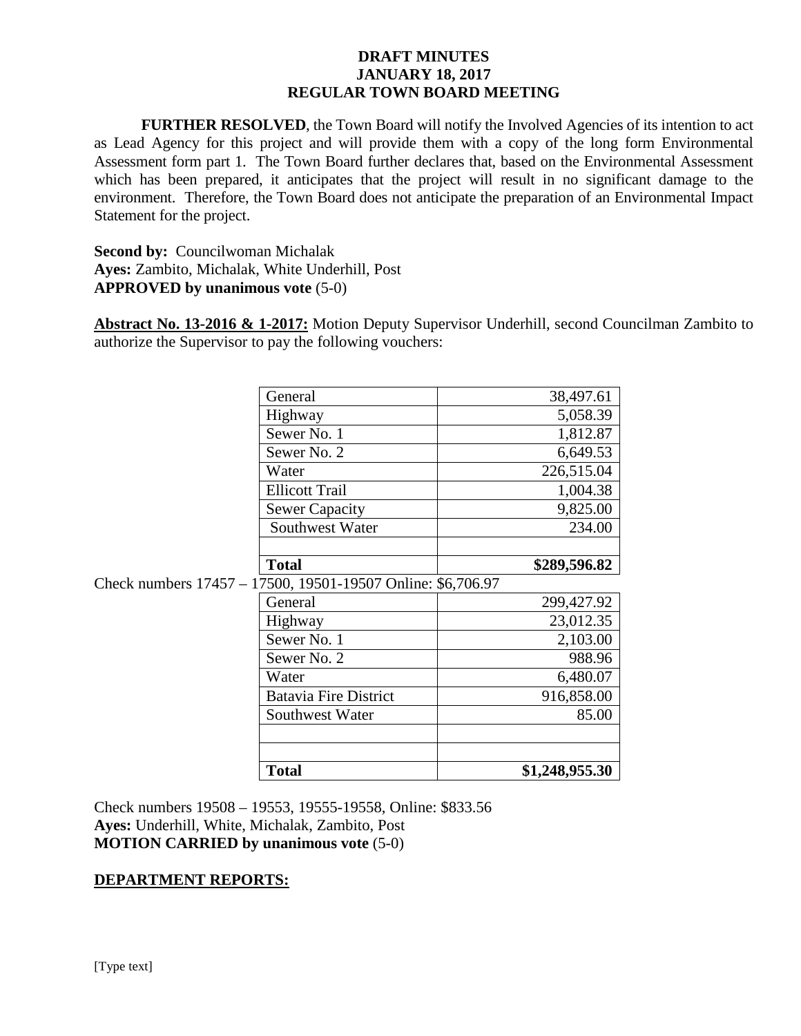**DRAFT MINUTES**
**JANUARY 18, 2017**
**REGULAR TOWN BOARD MEETING**

**FURTHER RESOLVED**, the Town Board will notify the Involved Agencies of its intention to act as Lead Agency for this project and will provide them with a copy of the long form Environmental Assessment form part 1. The Town Board further declares that, based on the Environmental Assessment which has been prepared, it anticipates that the project will result in no significant damage to the environment. Therefore, the Town Board does not anticipate the preparation of an Environmental Impact Statement for the project.

**Second by:** Councilwoman Michalak
**Ayes:** Zambito, Michalak, White Underhill, Post
**APPROVED by unanimous vote** (5-0)

**Abstract No. 13-2016 & 1-2017:** Motion Deputy Supervisor Underhill, second Councilman Zambito to authorize the Supervisor to pay the following vouchers:

| | |
|---|---:|
| General | 38,497.61 |
| Highway | 5,058.39 |
| Sewer No. 1 | 1,812.87 |
| Sewer No. 2 | 6,649.53 |
| Water | 226,515.04 |
| Ellicott Trail | 1,004.38 |
| Sewer Capacity | 9,825.00 |
| Southwest Water | 234.00 |
| | |
| **Total** | **$289,596.82** |

Check numbers 17457 – 17500, 19501-19507 Online: $6,706.97

| | |
|---|---:|
| General | 299,427.92 |
| Highway | 23,012.35 |
| Sewer No. 1 | 2,103.00 |
| Sewer No. 2 | 988.96 |
| Water | 6,480.07 |
| Batavia Fire District | 916,858.00 |
| Southwest Water | 85.00 |
| | |
| | |
| **Total** | **$1,248,955.30** |

Check numbers 19508 – 19553, 19555-19558, Online: $833.56
**Ayes:** Underhill, White, Michalak, Zambito, Post
**MOTION CARRIED by unanimous vote** (5-0)

**DEPARTMENT REPORTS:**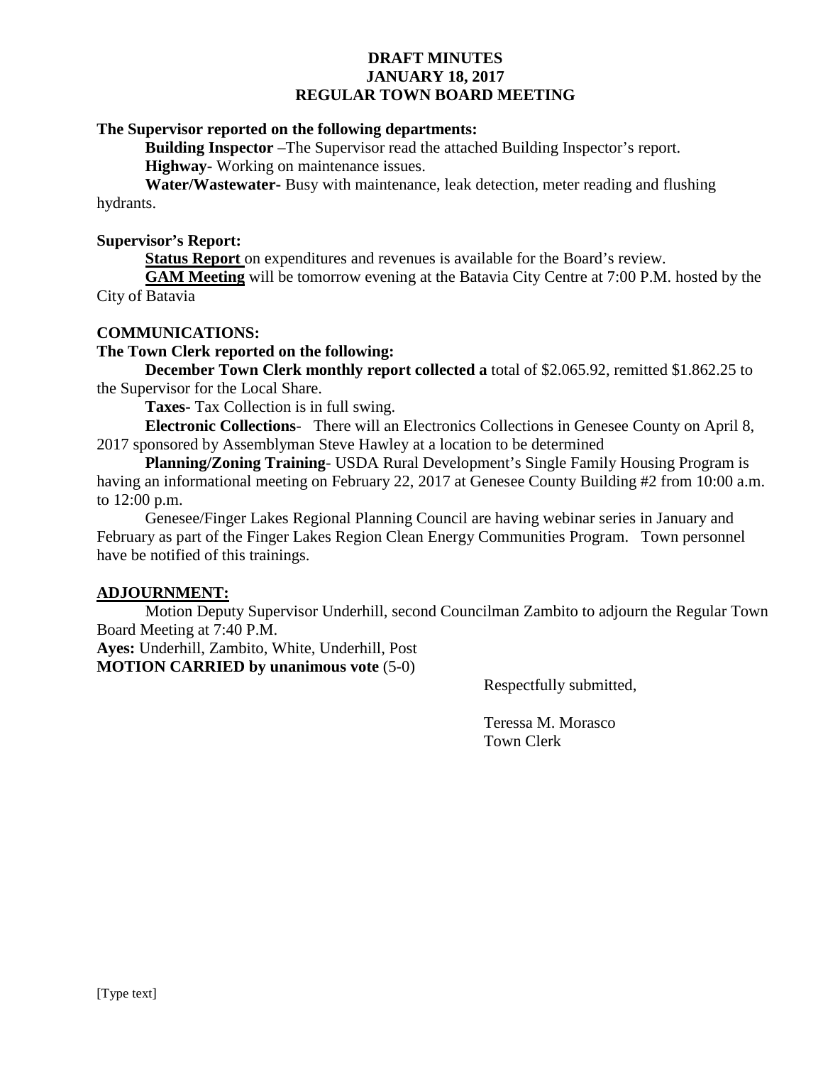**DRAFT MINUTES**
**JANUARY 18, 2017**
**REGULAR TOWN BOARD MEETING**

**The Supervisor reported on the following departments:**

**Building Inspector** –The Supervisor read the attached Building Inspector's report.

**Highway-** Working on maintenance issues.

**Water/Wastewater-** Busy with maintenance, leak detection, meter reading and flushing hydrants.

**Supervisor's Report:**

**Status Report** on expenditures and revenues is available for the Board's review.

**GAM Meeting** will be tomorrow evening at the Batavia City Centre at 7:00 P.M. hosted by the City of Batavia

**COMMUNICATIONS:**

**The Town Clerk reported on the following:**

**December Town Clerk monthly report collected a** total of $2.065.92, remitted $1.862.25 to the Supervisor for the Local Share.

**Taxes-** Tax Collection is in full swing.

**Electronic Collections**- There will an Electronics Collections in Genesee County on April 8, 2017 sponsored by Assemblyman Steve Hawley at a location to be determined

**Planning/Zoning Training**- USDA Rural Development's Single Family Housing Program is having an informational meeting on February 22, 2017 at Genesee County Building #2 from 10:00 a.m. to 12:00 p.m.

Genesee/Finger Lakes Regional Planning Council are having webinar series in January and February as part of the Finger Lakes Region Clean Energy Communities Program. Town personnel have be notified of this trainings.

**ADJOURNMENT:**

Motion Deputy Supervisor Underhill, second Councilman Zambito to adjourn the Regular Town Board Meeting at 7:40 P.M.

**Ayes:** Underhill, Zambito, White, Underhill, Post
**MOTION CARRIED by unanimous vote** (5-0)

Respectfully submitted,

Teressa M. Morasco
Town Clerk

[Type text]